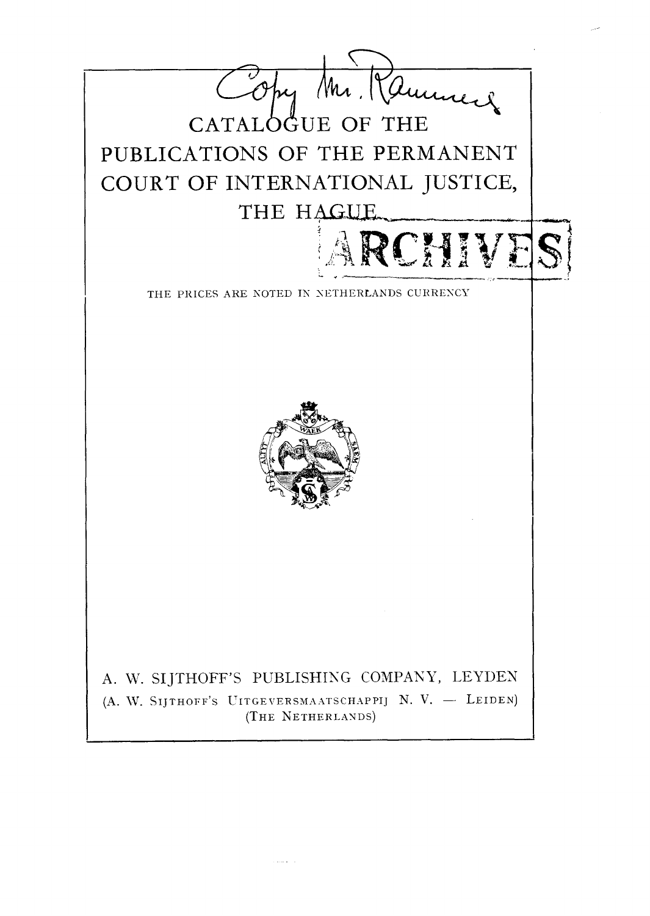Copy Mr. Rammeq

# CATALOGUE OF THE PUBLICATIONS OF THE PERMANENT COURT OF INTERNATIONAL JUSTICE, THE HAGUE

ARCHIVES

THE PRICES ARE NOTED IN NETHERLANDS CURRENCY

A. W. SIJTHOFF'S PUBLISHING COMPANY, LEYDEN
(A. W. SIJTHOFF'S UITGEVERSMAATSCHAPPIJ N. V. — LEIDEN)
(THE NETHERLANDS)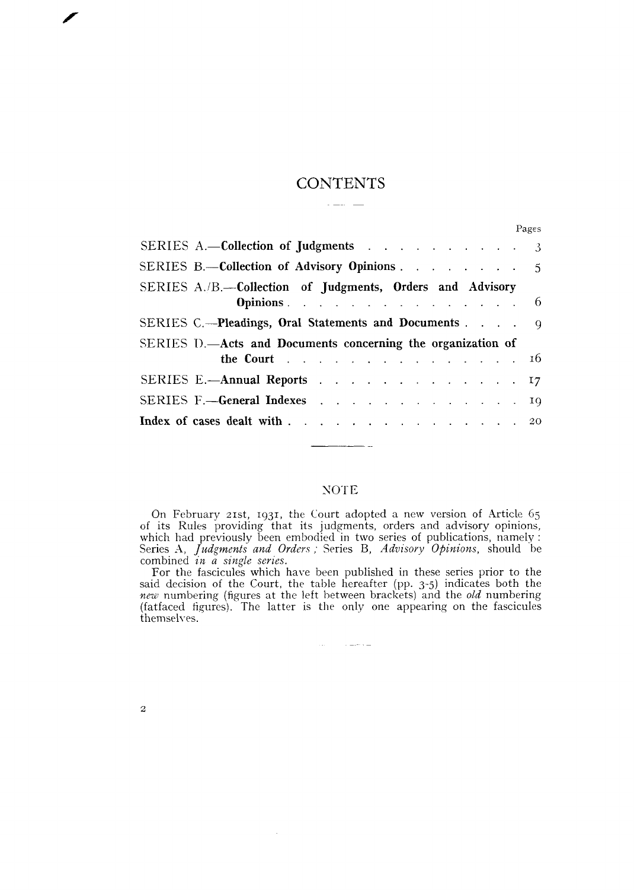# CONTENTS

| | Pages |
|---|---|
| SERIES A.—**Collection of Judgments** | 3 |
| SERIES B.—**Collection of Advisory Opinions** | 5 |
| SERIES A./B.—**Collection of Judgments, Orders and Advisory Opinions** | 6 |
| SERIES C.—**Pleadings, Oral Statements and Documents** | 9 |
| SERIES D.—**Acts and Documents concerning the organization of the Court** | 16 |
| SERIES E.—**Annual Reports** | 17 |
| SERIES F.—**General Indexes** | 19 |
| **Index of cases dealt with** | 20 |

## NOTE

On February 21st, 1931, the Court adopted a new version of Article 65 of its Rules providing that its judgments, orders and advisory opinions, which had previously been embodied in two series of publications, namely: Series A, *Judgments and Orders*; Series B, *Advisory Opinions*, should be combined *in a single series*.

For the fascicules which have been published in these series prior to the said decision of the Court, the table hereafter (pp. 3-5) indicates both the *new* numbering (figures at the left between brackets) and the *old* numbering (fatfaced figures). The latter is the only one appearing on the fascicules themselves.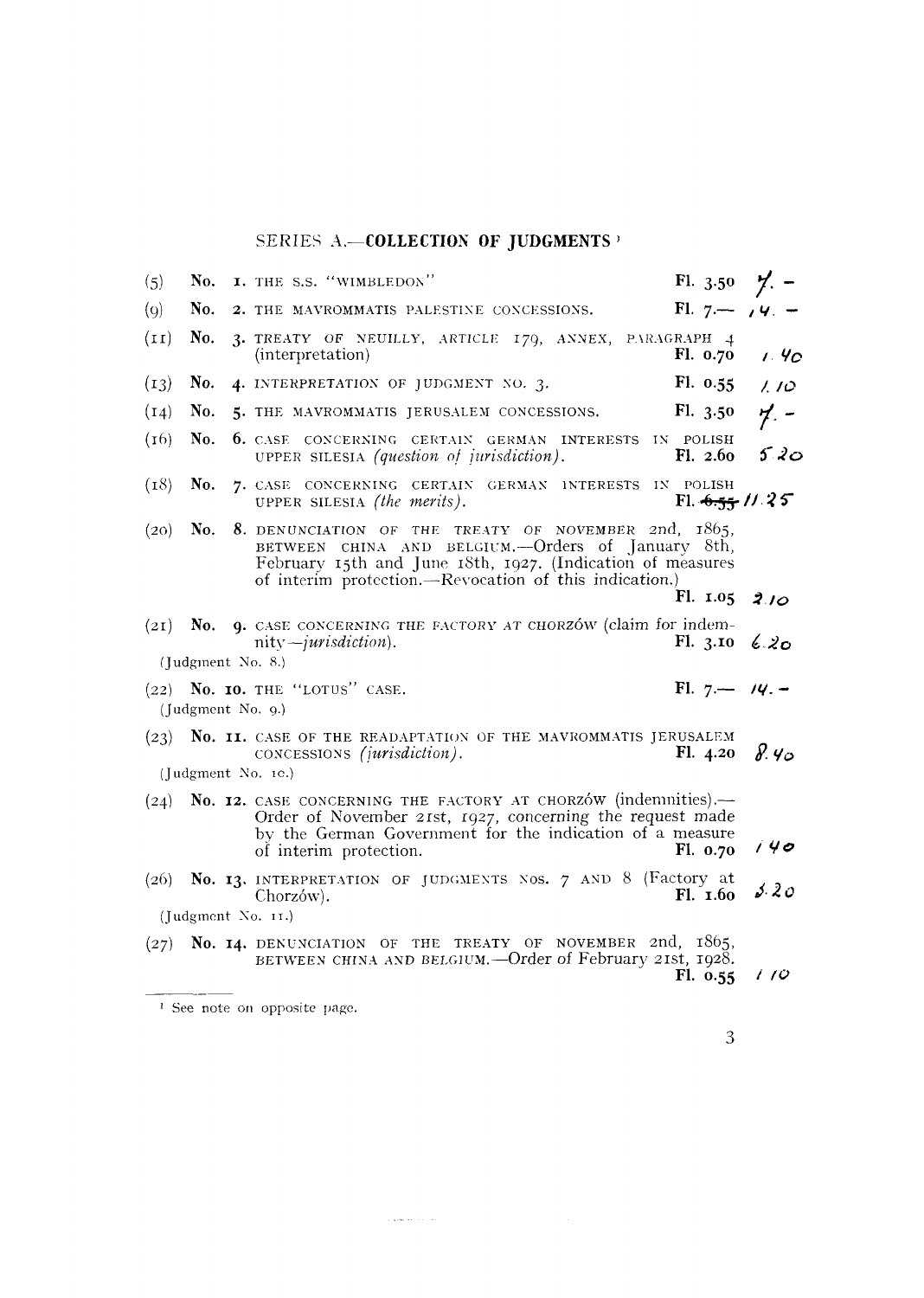## SERIES A.—COLLECTION OF JUDGMENTS[1]

(5) No. 1. THE S.S. "WIMBLEDON" Fl. 3.50 7.–

(9) No. 2. THE MAVROMMATIS PALESTINE CONCESSIONS. Fl. 7.— 14.–

(11) No. 3. TREATY OF NEUILLY, ARTICLE 179, ANNEX, PARAGRAPH 4 (interpretation) Fl. 0.70 1.40

(13) No. 4. INTERPRETATION OF JUDGMENT NO. 3. Fl. 0.55 1.10

(14) No. 5. THE MAVROMMATIS JERUSALEM CONCESSIONS. Fl. 3.50 7.–

(16) No. 6. CASE CONCERNING CERTAIN GERMAN INTERESTS IN POLISH UPPER SILESIA *(question of jurisdiction)*. Fl. 2.60 5.20

(18) No. 7. CASE CONCERNING CERTAIN GERMAN INTERESTS IN POLISH UPPER SILESIA *(the merits)*. Fl. ~~6.55~~ 11.25

(20) No. 8. DENUNCIATION OF THE TREATY OF NOVEMBER 2nd, 1865, BETWEEN CHINA AND BELGIUM.—Orders of January 8th, February 15th and June 18th, 1927. (Indication of measures of interim protection.—Revocation of this indication.) Fl. 1.05 2.10

(21) No. 9. CASE CONCERNING THE FACTORY AT CHORZÓW (claim for indemnity—*jurisdiction*). Fl. 3.10 6.20
(Judgment No. 8.)

(22) No. 10. THE "LOTUS" CASE. Fl. 7.— 14.–
(Judgment No. 9.)

(23) No. 11. CASE OF THE READAPTATION OF THE MAVROMMATIS JERUSALEM CONCESSIONS *(jurisdiction)*. Fl. 4.20 8.40
(Judgment No. 10.)

(24) No. 12. CASE CONCERNING THE FACTORY AT CHORZÓW (indemnities).—Order of November 21st, 1927, concerning the request made by the German Government for the indication of a measure of interim protection. Fl. 0.70 1.40

(26) No. 13. INTERPRETATION OF JUDGMENTS NOS. 7 AND 8 (Factory at Chorzów). Fl. 1.60 3.20
(Judgment No. 11.)

(27) No. 14. DENUNCIATION OF THE TREATY OF NOVEMBER 2nd, 1865, BETWEEN CHINA AND BELGIUM.—Order of February 21st, 1928. Fl. 0.55 1.10

---

[1] See note on opposite page.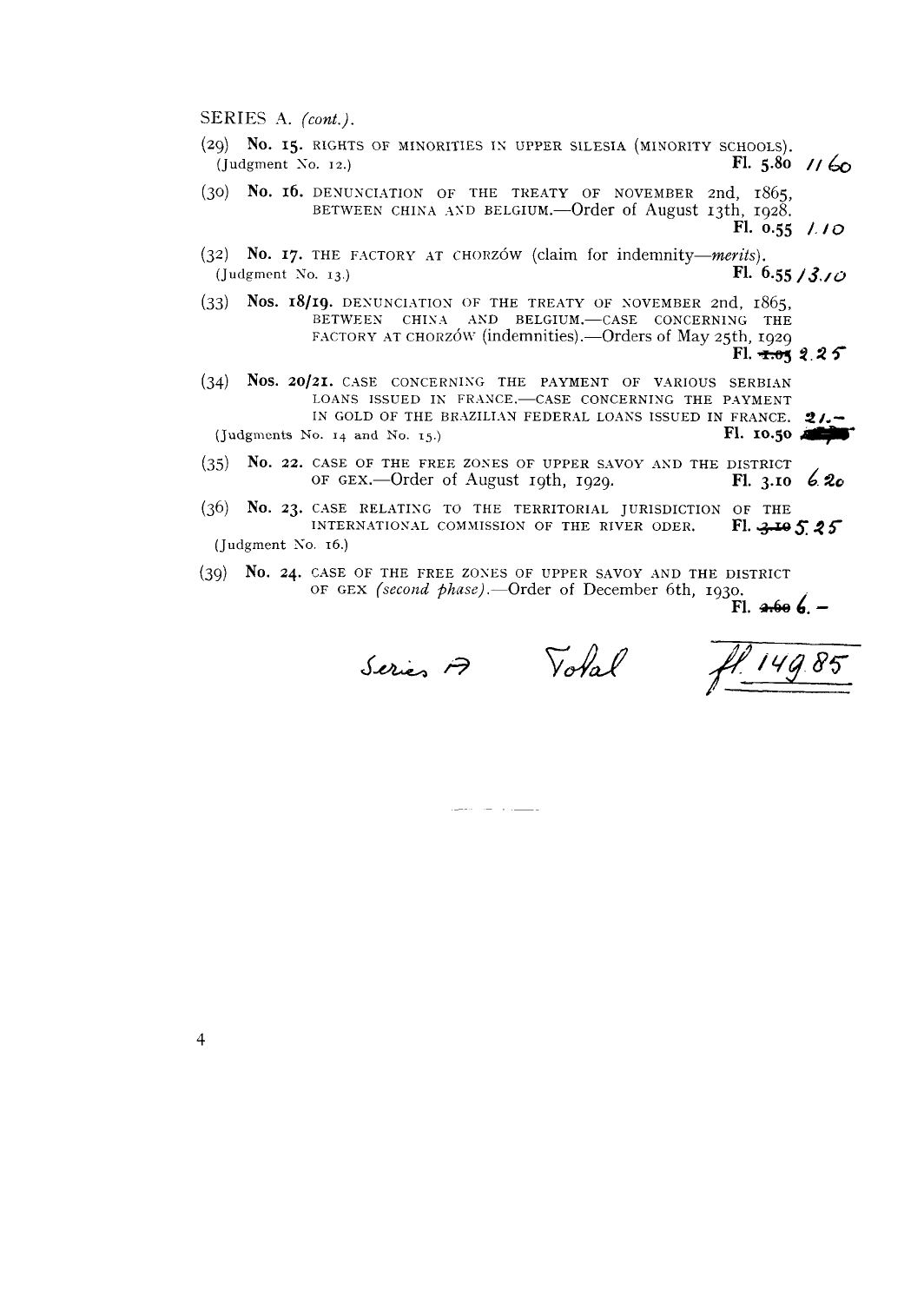SERIES A. *(cont.)*.

(29) **No. 15.** RIGHTS OF MINORITIES IN UPPER SILESIA (MINORITY SCHOOLS).
(Judgment No. 12.) **Fl. 5.80** 11.60

(30) **No. 16.** DENUNCIATION OF THE TREATY OF NOVEMBER 2nd, 1865, BETWEEN CHINA AND BELGIUM.—Order of August 13th, 1928. **Fl. 0.55** 1.10

(32) **No. 17.** THE FACTORY AT CHORZÓW (claim for indemnity—*merits*).
(Judgment No. 13.) **Fl. 6.55** 13.10

(33) **Nos. 18/19.** DENUNCIATION OF THE TREATY OF NOVEMBER 2nd, 1865, BETWEEN CHINA AND BELGIUM.—CASE CONCERNING THE FACTORY AT CHORZÓW (indemnities).—Orders of May 25th, 1929 **Fl.** ~~1.05~~ 2.25

(34) **Nos. 20/21.** CASE CONCERNING THE PAYMENT OF VARIOUS SERBIAN LOANS ISSUED IN FRANCE.—CASE CONCERNING THE PAYMENT IN GOLD OF THE BRAZILIAN FEDERAL LOANS ISSUED IN FRANCE. 21.–
(Judgments No. 14 and No. 15.) **Fl. 10.50**

(35) **No. 22.** CASE OF THE FREE ZONES OF UPPER SAVOY AND THE DISTRICT OF GEX.—Order of August 19th, 1929. **Fl. 3.10** 6.20

(36) **No. 23.** CASE RELATING TO THE TERRITORIAL JURISDICTION OF THE INTERNATIONAL COMMISSION OF THE RIVER ODER. **Fl.** ~~3.10~~ 5.25
(Judgment No. 16.)

(39) **No. 24.** CASE OF THE FREE ZONES OF UPPER SAVOY AND THE DISTRICT OF GEX *(second phase)*.—Order of December 6th, 1930. **Fl.** ~~2.60~~ 6.–

Series A Total fl. 149.85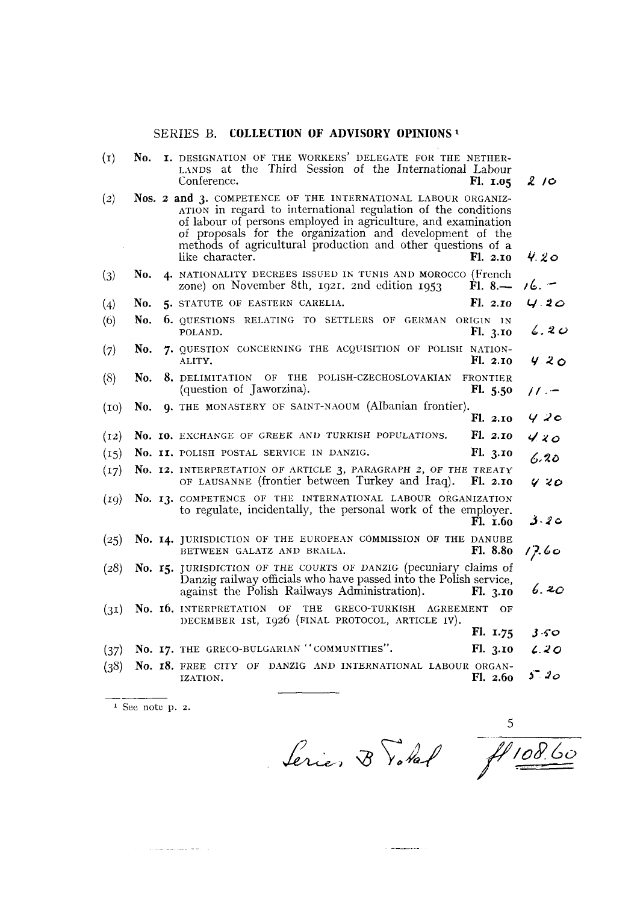## SERIES B. COLLECTION OF ADVISORY OPINIONS [1]

| | | | | |
|---|---|---|---|---|
| (1) | No. 1. | DESIGNATION OF THE WORKERS' DELEGATE FOR THE NETHERLANDS at the Third Session of the International Labour Conference. | Fl. 1.05 | 2 10 |
| (2) | Nos. 2 and 3. | COMPETENCE OF THE INTERNATIONAL LABOUR ORGANIZATION in regard to international regulation of the conditions of labour of persons employed in agriculture, and examination of proposals for the organization and development of the methods of agricultural production and other questions of a like character. | Fl. 2.10 | 4.20 |
| (3) | No. 4. | NATIONALITY DECREES ISSUED IN TUNIS AND MOROCCO (French zone) on November 8th, 1921. 2nd edition 1953 | Fl. 8.— | 16.– |
| (4) | No. 5. | STATUTE OF EASTERN CARELIA. | Fl. 2.10 | 4.20 |
| (6) | No. 6. | QUESTIONS RELATING TO SETTLERS OF GERMAN ORIGIN IN POLAND. | Fl. 3.10 | 6.20 |
| (7) | No. 7. | QUESTION CONCERNING THE ACQUISITION OF POLISH NATIONALITY. | Fl. 2.10 | 4.20 |
| (8) | No. 8. | DELIMITATION OF THE POLISH-CZECHOSLOVAKIAN FRONTIER (question of Jaworzina). | Fl. 5.50 | 11.– |
| (10) | No. 9. | THE MONASTERY OF SAINT-NAOUM (Albanian frontier). | Fl. 2.10 | 4.20 |
| (12) | No. 10. | EXCHANGE OF GREEK AND TURKISH POPULATIONS. | Fl. 2.10 | 4.20 |
| (15) | No. 11. | POLISH POSTAL SERVICE IN DANZIG. | Fl. 3.10 | 6.20 |
| (17) | No. 12. | INTERPRETATION OF ARTICLE 3, PARAGRAPH 2, OF THE TREATY OF LAUSANNE (frontier between Turkey and Iraq). | Fl. 2.10 | 4.20 |
| (19) | No. 13. | COMPETENCE OF THE INTERNATIONAL LABOUR ORGANIZATION to regulate, incidentally, the personal work of the employer. | Fl. 1.60 | 3.20 |
| (25) | No. 14. | JURISDICTION OF THE EUROPEAN COMMISSION OF THE DANUBE BETWEEN GALATZ AND BRAILA. | Fl. 8.80 | 17.60 |
| (28) | No. 15. | JURISDICTION OF THE COURTS OF DANZIG (pecuniary claims of Danzig railway officials who have passed into the Polish service, against the Polish Railways Administration). | Fl. 3.10 | 6.20 |
| (31) | No. 16. | INTERPRETATION OF THE GRECO-TURKISH AGREEMENT OF DECEMBER 1st, 1926 (FINAL PROTOCOL, ARTICLE IV). | Fl. 1.75 | 3.50 |
| (37) | No. 17. | THE GRECO-BULGARIAN "COMMUNITIES". | Fl. 3.10 | 6.20 |
| (38) | No. 18. | FREE CITY OF DANZIG AND INTERNATIONAL LABOUR ORGANIZATION. | Fl. 2.60 | 5.20 |

[1] See note p. 2.

Series B Total fl 108.60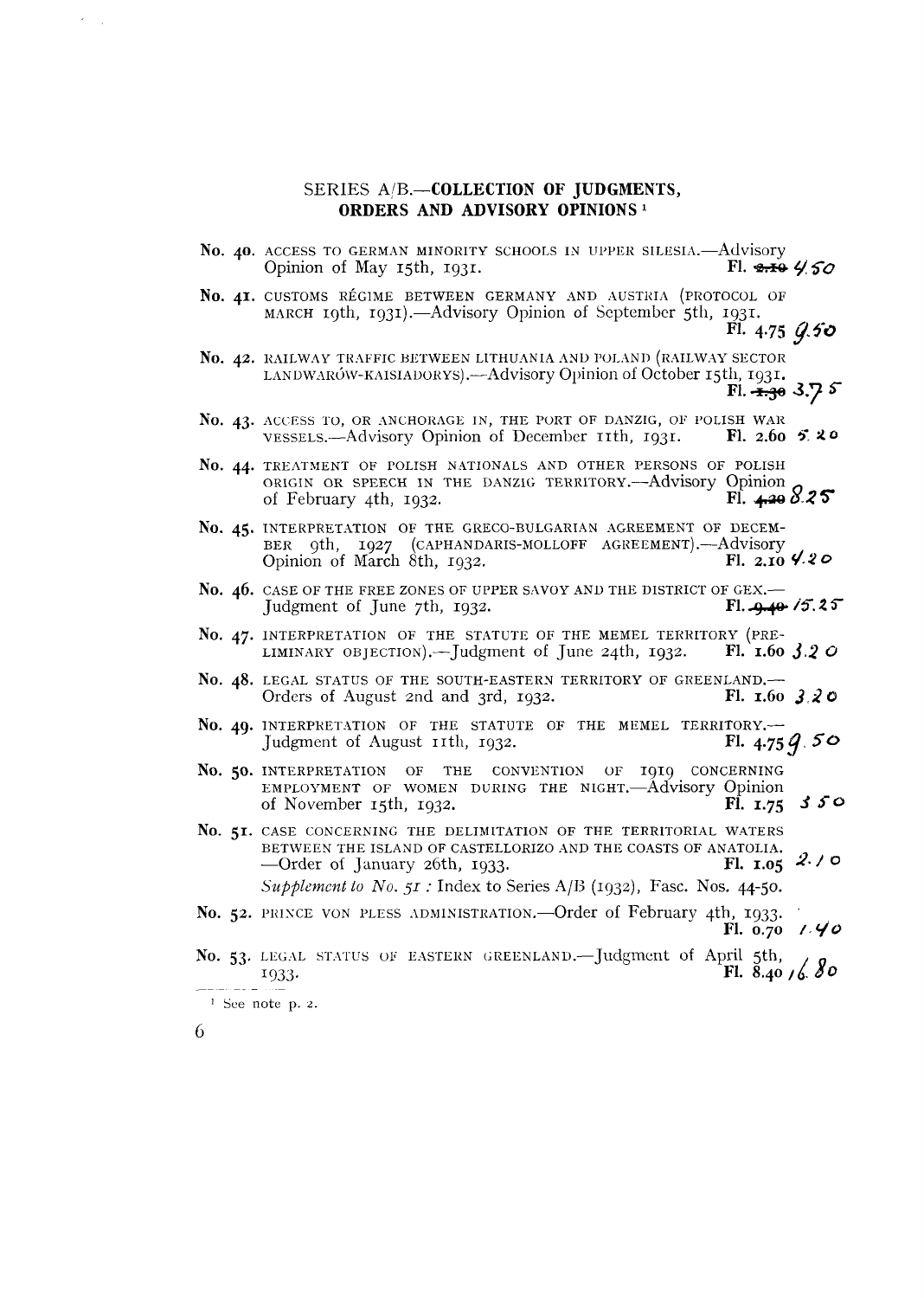## SERIES A/B.—COLLECTION OF JUDGMENTS, ORDERS AND ADVISORY OPINIONS[1]

**No. 40.** ACCESS TO GERMAN MINORITY SCHOOLS IN UPPER SILESIA.—Advisory Opinion of May 15th, 1931. **Fl. ~~2.10~~** 4.50

**No. 41.** CUSTOMS RÉGIME BETWEEN GERMANY AND AUSTRIA (PROTOCOL OF MARCH 19th, 1931).—Advisory Opinion of September 5th, 1931. **Fl. 4.75** 9.50

**No. 42.** RAILWAY TRAFFIC BETWEEN LITHUANIA AND POLAND (RAILWAY SECTOR LANDWARÓW-KAISIADORYS).—Advisory Opinion of October 15th, 1931. **Fl. ~~1.30~~** 3.75

**No. 43.** ACCESS TO, OR ANCHORAGE IN, THE PORT OF DANZIG, OF POLISH WAR VESSELS.—Advisory Opinion of December 11th, 1931. **Fl. 2.60** 5.20

**No. 44.** TREATMENT OF POLISH NATIONALS AND OTHER PERSONS OF POLISH ORIGIN OR SPEECH IN THE DANZIG TERRITORY.—Advisory Opinion of February 4th, 1932. **Fl. ~~4.20~~** 8.25

**No. 45.** INTERPRETATION OF THE GRECO-BULGARIAN AGREEMENT OF DECEMBER 9th, 1927 (CAPHANDARIS-MOLLOFF AGREEMENT).—Advisory Opinion of March 8th, 1932. **Fl. 2.10** 4.20

**No. 46.** CASE OF THE FREE ZONES OF UPPER SAVOY AND THE DISTRICT OF GEX.—Judgment of June 7th, 1932. **Fl. ~~9.40~~** 15.25

**No. 47.** INTERPRETATION OF THE STATUTE OF THE MEMEL TERRITORY (PRELIMINARY OBJECTION).—Judgment of June 24th, 1932. **Fl. 1.60** 3.20

**No. 48.** LEGAL STATUS OF THE SOUTH-EASTERN TERRITORY OF GREENLAND.—Orders of August 2nd and 3rd, 1932. **Fl. 1.60** 3.20

**No. 49.** INTERPRETATION OF THE STATUTE OF THE MEMEL TERRITORY.—Judgment of August 11th, 1932. **Fl. 4.75** 9.50

**No. 50.** INTERPRETATION OF THE CONVENTION OF 1919 CONCERNING EMPLOYMENT OF WOMEN DURING THE NIGHT.—Advisory Opinion of November 15th, 1932. **Fl. 1.75** 3.50

**No. 51.** CASE CONCERNING THE DELIMITATION OF THE TERRITORIAL WATERS BETWEEN THE ISLAND OF CASTELLORIZO AND THE COASTS OF ANATOLIA.—Order of January 26th, 1933. **Fl. 1.05** 2.10

*Supplement to No. 51* : Index to Series A/B (1932), Fasc. Nos. 44-50.

**No. 52.** PRINCE VON PLESS ADMINISTRATION.—Order of February 4th, 1933. **Fl. 0.70** 1.40

**No. 53.** LEGAL STATUS OF EASTERN GREENLAND.—Judgment of April 5th, 1933. **Fl. 8.40** 16.80

[1] See note p. 2.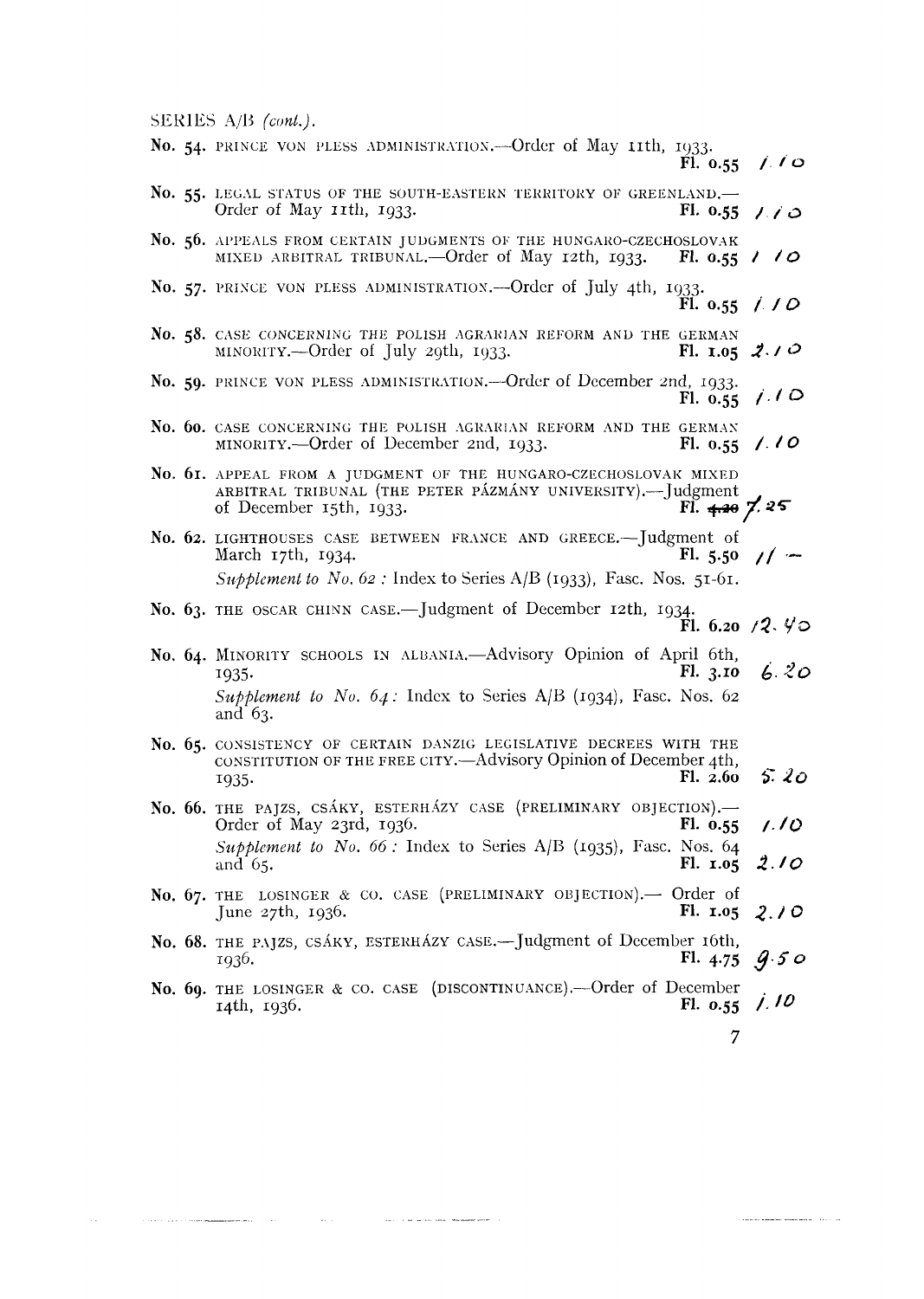SERIES A/B *(cont.)*.

**No. 54.** PRINCE VON PLESS ADMINISTRATION.—Order of May 11th, 1933. **Fl. 0.55** *1.10*

**No. 55.** LEGAL STATUS OF THE SOUTH-EASTERN TERRITORY OF GREENLAND.—Order of May 11th, 1933. **Fl. 0.55** *1.10*

**No. 56.** APPEALS FROM CERTAIN JUDGMENTS OF THE HUNGARO-CZECHOSLOVAK MIXED ARBITRAL TRIBUNAL.—Order of May 12th, 1933. **Fl. 0.55** *1.10*

**No. 57.** PRINCE VON PLESS ADMINISTRATION.—Order of July 4th, 1933. **Fl. 0.55** *1.10*

**No. 58.** CASE CONCERNING THE POLISH AGRARIAN REFORM AND THE GERMAN MINORITY.—Order of July 29th, 1933. **Fl. 1.05** *2.10*

**No. 59.** PRINCE VON PLESS ADMINISTRATION.—Order of December 2nd, 1933. **Fl. 0.55** *1.10*

**No. 60.** CASE CONCERNING THE POLISH AGRARIAN REFORM AND THE GERMAN MINORITY.—Order of December 2nd, 1933. **Fl. 0.55** *1.10*

**No. 61.** APPEAL FROM A JUDGMENT OF THE HUNGARO-CZECHOSLOVAK MIXED ARBITRAL TRIBUNAL (THE PETER PÁZMÁNY UNIVERSITY).—Judgment of December 15th, 1933. **Fl. ~~4.20~~** *7.25*

**No. 62.** LIGHTHOUSES CASE BETWEEN FRANCE AND GREECE.—Judgment of March 17th, 1934. **Fl. 5.50** *11.—*

*Supplement to No. 62 :* Index to Series A/B (1933), Fasc. Nos. 51-61.

**No. 63.** THE OSCAR CHINN CASE.—Judgment of December 12th, 1934. **Fl. 6.20** *12.40*

**No. 64.** MINORITY SCHOOLS IN ALBANIA.—Advisory Opinion of April 6th, 1935. **Fl. 3.10** *6.20*

*Supplement to No. 64 :* Index to Series A/B (1934), Fasc. Nos. 62 and 63.

**No. 65.** CONSISTENCY OF CERTAIN DANZIG LEGISLATIVE DECREES WITH THE CONSTITUTION OF THE FREE CITY.—Advisory Opinion of December 4th, 1935. **Fl. 2.60** *5.20*

**No. 66.** THE PAJZS, CSÁKY, ESTERHÁZY CASE (PRELIMINARY OBJECTION).—Order of May 23rd, 1936. **Fl. 0.55** *1.10*

*Supplement to No. 66 :* Index to Series A/B (1935), Fasc. Nos. 64 and 65. **Fl. 1.05** *2.10*

**No. 67.** THE LOSINGER & CO. CASE (PRELIMINARY OBJECTION).— Order of June 27th, 1936. **Fl. 1.05** *2.10*

**No. 68.** THE PAJZS, CSÁKY, ESTERHÁZY CASE.—Judgment of December 16th, 1936. **Fl. 4.75** *9.50*

**No. 69.** THE LOSINGER & CO. CASE (DISCONTINUANCE).—Order of December 14th, 1936. **Fl. 0.55** *1.10*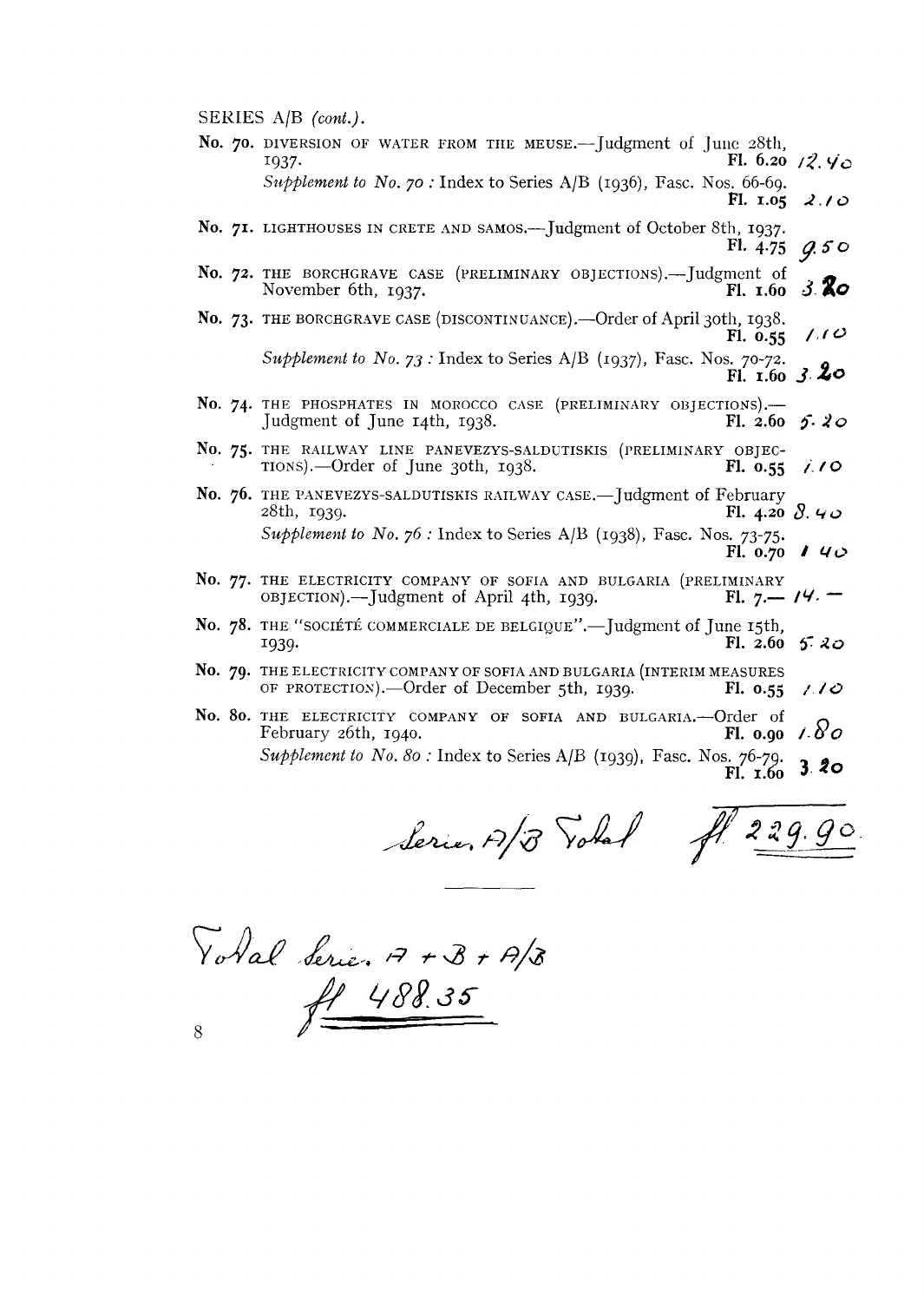SERIES A/B *(cont.)*.

**No. 70.** DIVERSION OF WATER FROM THE MEUSE.—Judgment of June 28th, 1937. **Fl. 6.20** 12.40

*Supplement to No. 70 :* Index to Series A/B (1936), Fasc. Nos. 66-69. **Fl. 1.05** 2.10

**No. 71.** LIGHTHOUSES IN CRETE AND SAMOS.—Judgment of October 8th, 1937. **Fl. 4.75** 9.50

**No. 72.** THE BORCHGRAVE CASE (PRELIMINARY OBJECTIONS).—Judgment of November 6th, 1937. **Fl. 1.60** 3.20

**No. 73.** THE BORCHGRAVE CASE (DISCONTINUANCE).—Order of April 30th, 1938. **Fl. 0.55** 1.10

*Supplement to No. 73 :* Index to Series A/B (1937), Fasc. Nos. 70-72. **Fl. 1.60** 3.20

**No. 74.** THE PHOSPHATES IN MOROCCO CASE (PRELIMINARY OBJECTIONS).—Judgment of June 14th, 1938. **Fl. 2.60** 5.20

**No. 75.** THE RAILWAY LINE PANEVEZYS-SALDUTISKIS (PRELIMINARY OBJECTIONS).—Order of June 30th, 1938. **Fl. 0.55** 1.10

**No. 76.** THE PANEVEZYS-SALDUTISKIS RAILWAY CASE.—Judgment of February 28th, 1939. **Fl. 4.20** 8.40

*Supplement to No. 76 :* Index to Series A/B (1938), Fasc. Nos. 73-75. **Fl. 0.70** 1.40

**No. 77.** THE ELECTRICITY COMPANY OF SOFIA AND BULGARIA (PRELIMINARY OBJECTION).—Judgment of April 4th, 1939. **Fl. 7.—** 14.—

**No. 78.** THE "SOCIÉTÉ COMMERCIALE DE BELGIQUE".—Judgment of June 15th, 1939. **Fl. 2.60** 5.20

**No. 79.** THE ELECTRICITY COMPANY OF SOFIA AND BULGARIA (INTERIM MEASURES OF PROTECTION).—Order of December 5th, 1939. **Fl. 0.55** 1.10

**No. 80.** THE ELECTRICITY COMPANY OF SOFIA AND BULGARIA.—Order of February 26th, 1940. **Fl. 0.90** 1.80

*Supplement to No. 80 :* Index to Series A/B (1939), Fasc. Nos. 76-79. **Fl. 1.60** 3.20

Series A/B Total fl 229.90

---

Total Series A + B + A/B

fl 488.35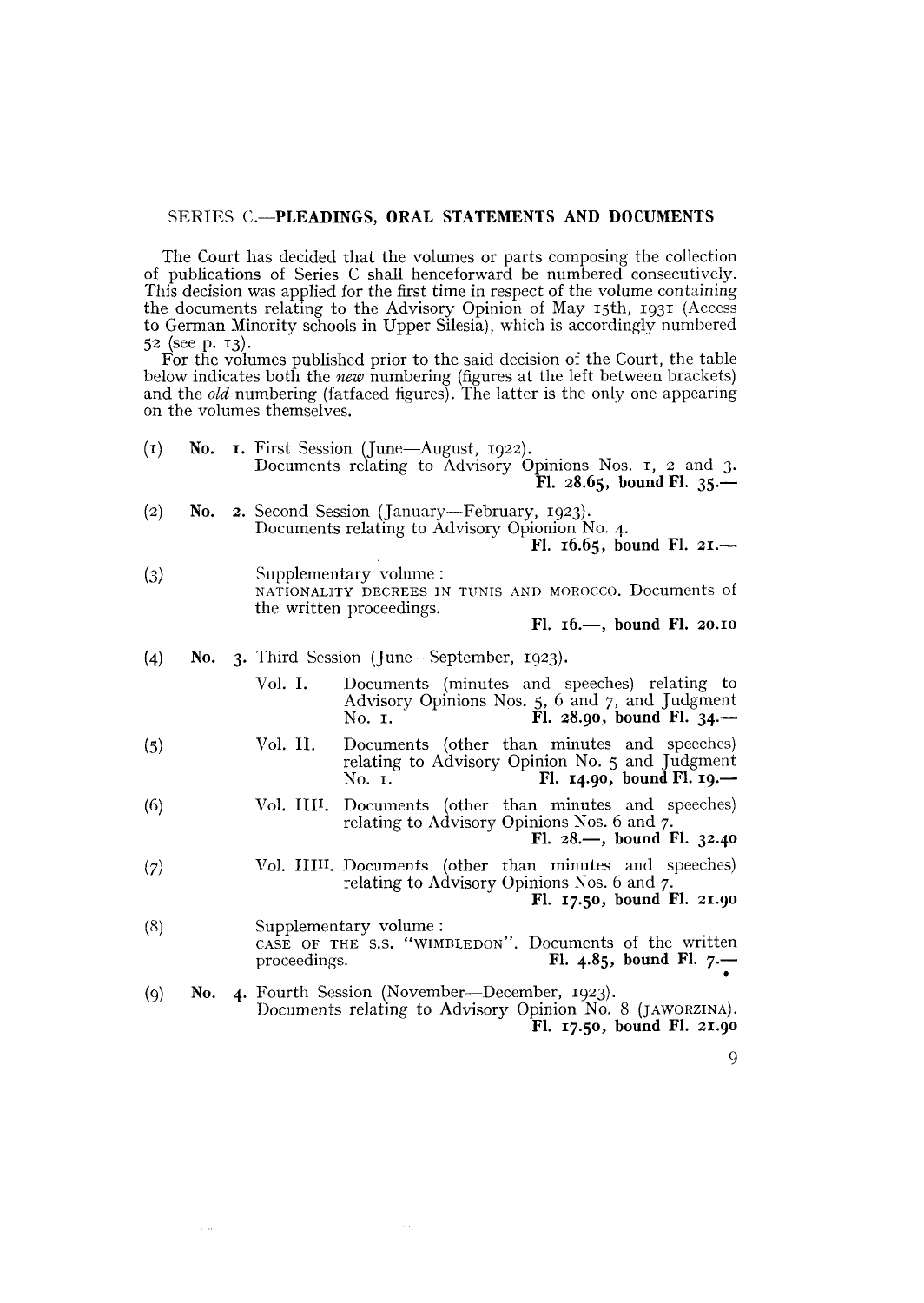## SERIES C.—**PLEADINGS, ORAL STATEMENTS AND DOCUMENTS**

The Court has decided that the volumes or parts composing the collection of publications of Series C shall henceforward be numbered consecutively. This decision was applied for the first time in respect of the volume containing the documents relating to the Advisory Opinion of May 15th, 1931 (Access to German Minority schools in Upper Silesia), which is accordingly numbered 52 (see p. 13).

For the volumes published prior to the said decision of the Court, the table below indicates both the *new* numbering (figures at the left between brackets) and the *old* numbering (fatfaced figures). The latter is the only one appearing on the volumes themselves.

(1) **No. 1.** First Session (June—August, 1922).
Documents relating to Advisory Opinions Nos. 1, 2 and 3.
**Fl. 28.65, bound Fl. 35.—**

(2) **No. 2.** Second Session (January—February, 1923).
Documents relating to Advisory Opionion No. 4.
**Fl. 16.65, bound Fl. 21.—**

(3) Supplementary volume:
NATIONALITY DECREES IN TUNIS AND MOROCCO. Documents of the written proceedings.
**Fl. 16.—, bound Fl. 20.10**

(4) **No. 3.** Third Session (June—September, 1923).
Vol. I. Documents (minutes and speeches) relating to Advisory Opinions Nos. 5, 6 and 7, and Judgment No. 1. **Fl. 28.90, bound Fl. 34.—**

(5) Vol. II. Documents (other than minutes and speeches) relating to Advisory Opinion No. 5 and Judgment No. 1. **Fl. 14.90, bound Fl. 19.—**

(6) Vol. III[I]. Documents (other than minutes and speeches) relating to Advisory Opinions Nos. 6 and 7.
**Fl. 28.—, bound Fl. 32.40**

(7) Vol. III[II]. Documents (other than minutes and speeches) relating to Advisory Opinions Nos. 6 and 7.
**Fl. 17.50, bound Fl. 21.90**

(8) Supplementary volume:
CASE OF THE S.S. "WIMBLEDON". Documents of the written proceedings. **Fl. 4.85, bound Fl. 7.—**

(9) **No. 4.** Fourth Session (November—December, 1923).
Documents relating to Advisory Opinion No. 8 (JAWORZINA).
**Fl. 17.50, bound Fl. 21.90**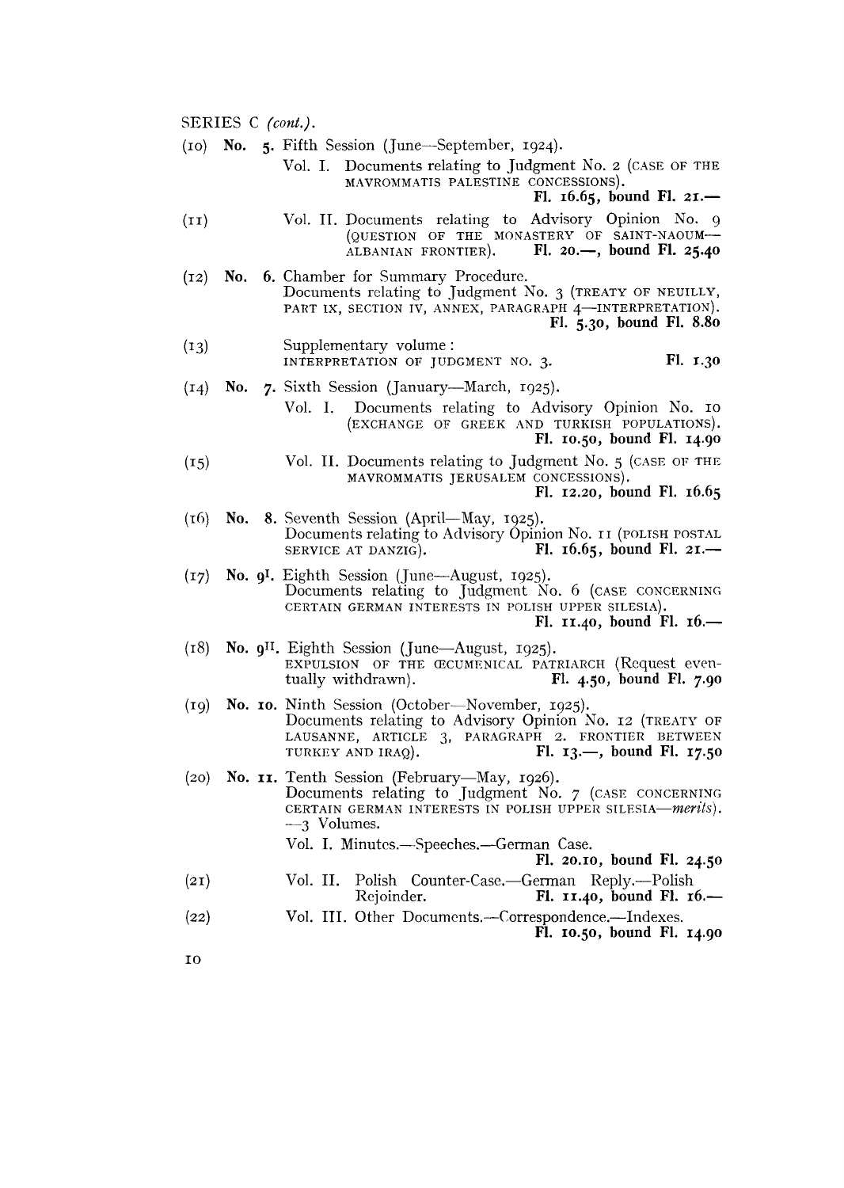SERIES C *(cont.)*.

(10) **No. 5.** Fifth Session (June—September, 1924).

Vol. I. Documents relating to Judgment No. 2 (CASE OF THE MAVROMMATIS PALESTINE CONCESSIONS).
**Fl. 16.65, bound Fl. 21.—**

(11) Vol. II. Documents relating to Advisory Opinion No. 9 (QUESTION OF THE MONASTERY OF SAINT-NAOUM—ALBANIAN FRONTIER). **Fl. 20.—, bound Fl. 25.40**

(12) **No. 6.** Chamber for Summary Procedure.
Documents relating to Judgment No. 3 (TREATY OF NEUILLY, PART IX, SECTION IV, ANNEX, PARAGRAPH 4—INTERPRETATION).
**Fl. 5.30, bound Fl. 8.80**

(13) Supplementary volume:
INTERPRETATION OF JUDGMENT NO. 3. **Fl. 1.30**

(14) **No. 7.** Sixth Session (January—March, 1925).

Vol. I. Documents relating to Advisory Opinion No. 10 (EXCHANGE OF GREEK AND TURKISH POPULATIONS).
**Fl. 10.50, bound Fl. 14.90**

(15) Vol. II. Documents relating to Judgment No. 5 (CASE OF THE MAVROMMATIS JERUSALEM CONCESSIONS).
**Fl. 12.20, bound Fl. 16.65**

(16) **No. 8.** Seventh Session (April—May, 1925).
Documents relating to Advisory Opinion No. 11 (POLISH POSTAL SERVICE AT DANZIG). **Fl. 16.65, bound Fl. 21.—**

(17) **No. 9[I].** Eighth Session (June—August, 1925).
Documents relating to Judgment No. 6 (CASE CONCERNING CERTAIN GERMAN INTERESTS IN POLISH UPPER SILESIA).
**Fl. 11.40, bound Fl. 16.—**

(18) **No. 9[II].** Eighth Session (June—August, 1925).
EXPULSION OF THE ŒCUMENICAL PATRIARCH (Request eventually withdrawn). **Fl. 4.50, bound Fl. 7.90**

(19) **No. 10.** Ninth Session (October—November, 1925).
Documents relating to Advisory Opinion No. 12 (TREATY OF LAUSANNE, ARTICLE 3, PARAGRAPH 2. FRONTIER BETWEEN TURKEY AND IRAQ). **Fl. 13.—, bound Fl. 17.50**

(20) **No. 11.** Tenth Session (February—May, 1926).
Documents relating to Judgment No. 7 (CASE CONCERNING CERTAIN GERMAN INTERESTS IN POLISH UPPER SILESIA—*merits*).
—3 Volumes.

Vol. I. Minutes.—Speeches.—German Case.
**Fl. 20.10, bound Fl. 24.50**

(21) Vol. II. Polish Counter-Case.—German Reply.—Polish Rejoinder. **Fl. 11.40, bound Fl. 16.—**

(22) Vol. III. Other Documents.—Correspondence.—Indexes.
**Fl. 10.50, bound Fl. 14.90**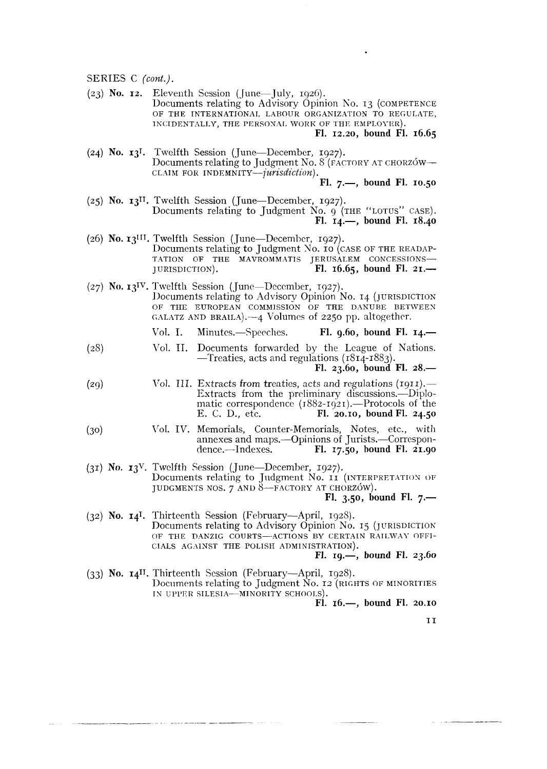SERIES C *(cont.)*.

(23) **No. 12.** Eleventh Session (June—July, 1926).
Documents relating to Advisory Opinion No. 13 (COMPETENCE OF THE INTERNATIONAL LABOUR ORGANIZATION TO REGULATE, INCIDENTALLY, THE PERSONAL WORK OF THE EMPLOYER).
**Fl. 12.20, bound Fl. 16.65**

(24) **No. 13[I].** Twelfth Session (June—December, 1927).
Documents relating to Judgment No. 8 (FACTORY AT CHORZÓW—CLAIM FOR INDEMNITY—*jurisdiction*).
**Fl. 7.—, bound Fl. 10.50**

(25) **No. 13[II].** Twelfth Session (June—December, 1927).
Documents relating to Judgment No. 9 (THE "LOTUS" CASE).
**Fl. 14.—, bound Fl. 18.40**

(26) **No. 13[III].** Twelfth Session (June—December, 1927).
Documents relating to Judgment No. 10 (CASE OF THE READAPTATION OF THE MAVROMMATIS JERUSALEM CONCESSIONS—JURISDICTION).
**Fl. 16.65, bound Fl. 21.—**

(27) **No. 13[IV].** Twelfth Session (June—December, 1927).
Documents relating to Advisory Opinion No. 14 (JURISDICTION OF THE EUROPEAN COMMISSION OF THE DANUBE BETWEEN GALATZ AND BRAILA).—4 Volumes of 2250 pp. altogether.

Vol. I. Minutes.—Speeches. **Fl. 9.60, bound Fl. 14.—**

(28) Vol. II. Documents forwarded by the League of Nations.—Treaties, acts and regulations (1814-1883).
**Fl. 23.60, bound Fl. 28.—**

(29) Vol. III. Extracts from treaties, acts and regulations (1911).—Extracts from the preliminary discussions.—Diplomatic correspondence (1882-1921).—Protocols of the E. C. D., etc. **Fl. 20.10, bound Fl. 24.50**

(30) Vol. IV. Memorials, Counter-Memorials, Notes, etc., with annexes and maps.—Opinions of Jurists.—Correspondence.—Indexes. **Fl. 17.50, bound Fl. 21.90**

(31) **No. 13[V].** Twelfth Session (June—December, 1927).
Documents relating to Judgment No. 11 (INTERPRETATION OF JUDGMENTS NOS. 7 AND 8—FACTORY AT CHORZÓW).
**Fl. 3.50, bound Fl. 7.—**

(32) **No. 14[I].** Thirteenth Session (February—April, 1928).
Documents relating to Advisory Opinion No. 15 (JURISDICTION OF THE DANZIG COURTS—ACTIONS BY CERTAIN RAILWAY OFFICIALS AGAINST THE POLISH ADMINISTRATION).
**Fl. 19.—, bound Fl. 23.60**

(33) **No. 14[II].** Thirteenth Session (February—April, 1928).
Documents relating to Judgment No. 12 (RIGHTS OF MINORITIES IN UPPER SILESIA—MINORITY SCHOOLS).
**Fl. 16.—, bound Fl. 20.10**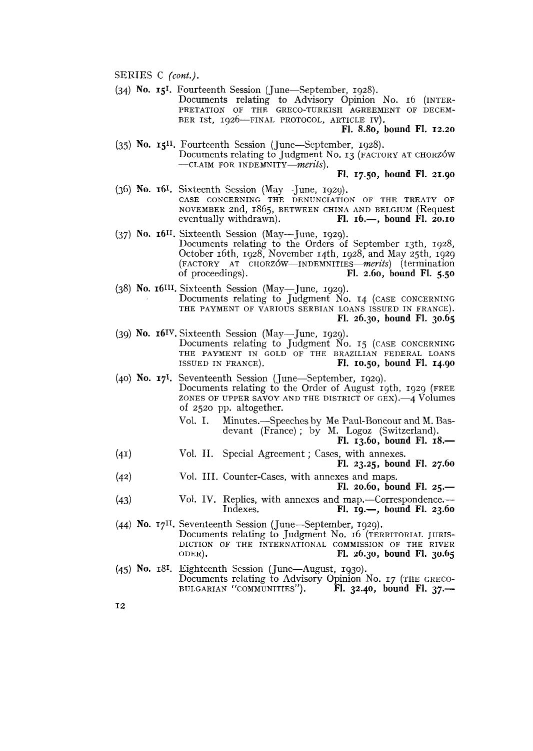SERIES C *(cont.)*.

(34) **No. 15[I].** Fourteenth Session (June—September, 1928).
Documents relating to Advisory Opinion No. 16 (INTERPRETATION OF THE GRECO-TURKISH AGREEMENT OF DECEMBER 1st, 1926—FINAL PROTOCOL, ARTICLE IV).
**Fl. 8.80, bound Fl. 12.20**

(35) **No. 15[II].** Fourteenth Session (June—September, 1928).
Documents relating to Judgment No. 13 (FACTORY AT CHORZÓW —CLAIM FOR INDEMNITY—*merits*).
**Fl. 17.50, bound Fl. 21.90**

(36) **No. 16[I].** Sixteenth Session (May—June, 1929).
CASE CONCERNING THE DENUNCIATION OF THE TREATY OF NOVEMBER 2nd, 1865, BETWEEN CHINA AND BELGIUM (Request eventually withdrawn). **Fl. 16.—, bound Fl. 20.10**

(37) **No. 16[II].** Sixteenth Session (May—June, 1929).
Documents relating to the Orders of September 13th, 1928, October 16th, 1928, November 14th, 1928, and May 25th, 1929 (FACTORY AT CHORZÓW—INDEMNITIES—*merits*) (termination of proceedings). **Fl. 2.60, bound Fl. 5.50**

(38) **No. 16[III].** Sixteenth Session (May—June, 1929).
Documents relating to Judgment No. 14 (CASE CONCERNING THE PAYMENT OF VARIOUS SERBIAN LOANS ISSUED IN FRANCE).
**Fl. 26.30, bound Fl. 30.65**

(39) **No. 16[IV].** Sixteenth Session (May—June, 1929).
Documents relating to Judgment No. 15 (CASE CONCERNING THE PAYMENT IN GOLD OF THE BRAZILIAN FEDERAL LOANS ISSUED IN FRANCE). **Fl. 10.50, bound Fl. 14.90**

(40) **No. 17[I].** Seventeenth Session (June—September, 1929).
Documents relating to the Order of August 19th, 1929 (FREE ZONES OF UPPER SAVOY AND THE DISTRICT OF GEX).—4 Volumes of 2520 pp. altogether.

Vol. I. Minutes.—Speeches by Me Paul-Boncour and M. Basdevant (France); by M. Logoz (Switzerland).
**Fl. 13.60, bound Fl. 18.—**

(41) Vol. II. Special Agreement; Cases, with annexes.
**Fl. 23.25, bound Fl. 27.60**

(42) Vol. III. Counter-Cases, with annexes and maps.
**Fl. 20.60, bound Fl. 25.—**

(43) Vol. IV. Replies, with annexes and map.—Correspondence.—Indexes. **Fl. 19.—, bound Fl. 23.60**

(44) **No. 17[II].** Seventeenth Session (June—September, 1929).
Documents relating to Judgment No. 16 (TERRITORIAL JURISDICTION OF THE INTERNATIONAL COMMISSION OF THE RIVER ODER). **Fl. 26.30, bound Fl. 30.65**

(45) **No. 18[I].** Eighteenth Session (June—August, 1930).
Documents relating to Advisory Opinion No. 17 (THE GRECO-BULGARIAN "COMMUNITIES"). **Fl. 32.40, bound Fl. 37.—**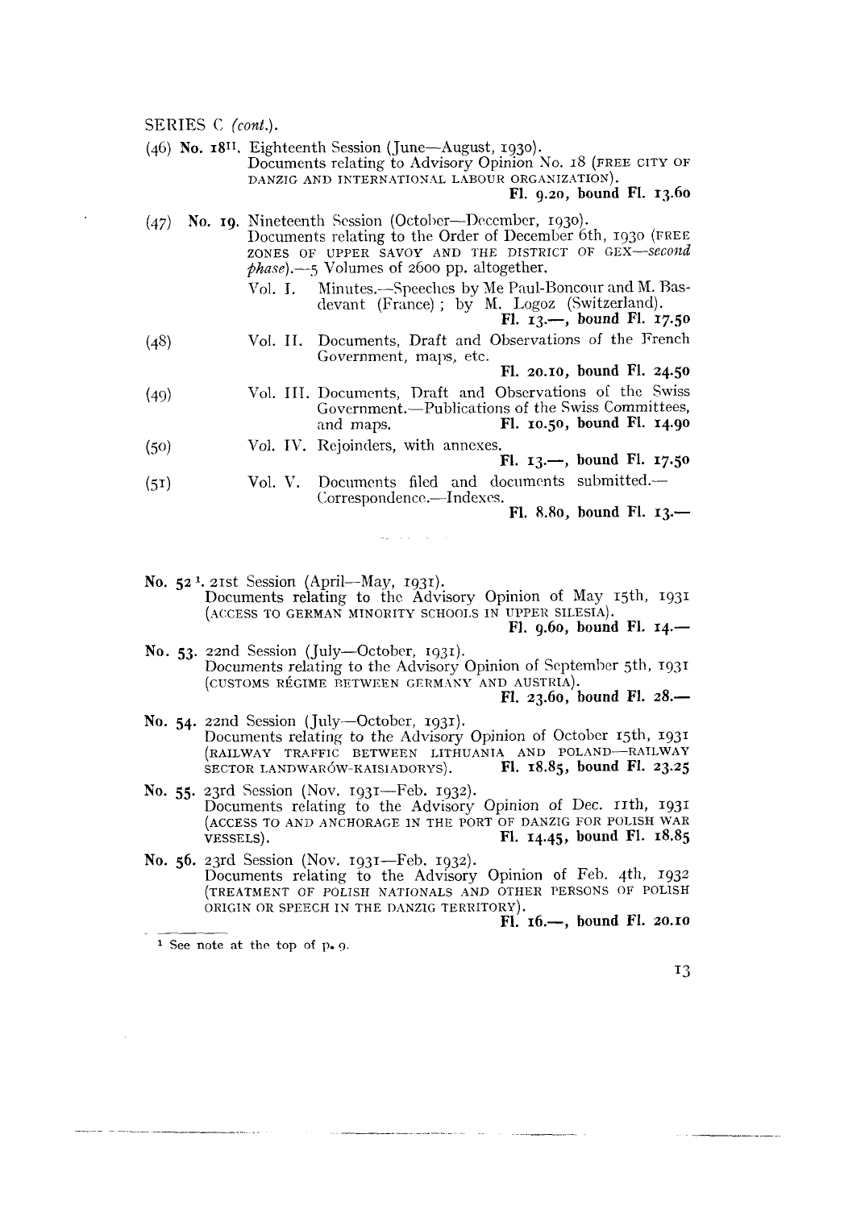SERIES C *(cont.)*.

(46) **No. 18[II].** Eighteenth Session (June—August, 1930).
Documents relating to Advisory Opinion No. 18 (FREE CITY OF DANZIG AND INTERNATIONAL LABOUR ORGANIZATION).
**Fl. 9.20, bound Fl. 13.60**

(47) **No. 19.** Nineteenth Session (October—December, 1930).
Documents relating to the Order of December 6th, 1930 (FREE ZONES OF UPPER SAVOY AND THE DISTRICT OF GEX—*second phase*).—5 Volumes of 2600 pp. altogether.

Vol. I. Minutes.—Speeches by Me Paul-Boncour and M. Basdevant (France); by M. Logoz (Switzerland).
**Fl. 13.—, bound Fl. 17.50**

(48) Vol. II. Documents, Draft and Observations of the French Government, maps, etc.
**Fl. 20.10, bound Fl. 24.50**

(49) Vol. III. Documents, Draft and Observations of the Swiss Government.—Publications of the Swiss Committees, and maps. **Fl. 10.50, bound Fl. 14.90**

(50) Vol. IV. Rejoinders, with annexes.
**Fl. 13.—, bound Fl. 17.50**

(51) Vol. V. Documents filed and documents submitted.—Correspondence.—Indexes.
**Fl. 8.80, bound Fl. 13.—**

**No. 52** [1]. 21st Session (April—May, 1931).
Documents relating to the Advisory Opinion of May 15th, 1931 (ACCESS TO GERMAN MINORITY SCHOOLS IN UPPER SILESIA).
**Fl. 9.60, bound Fl. 14.—**

**No. 53.** 22nd Session (July—October, 1931).
Documents relating to the Advisory Opinion of September 5th, 1931 (CUSTOMS RÉGIME BETWEEN GERMANY AND AUSTRIA).
**Fl. 23.60, bound Fl. 28.—**

**No. 54.** 22nd Session (July—October, 1931).
Documents relating to the Advisory Opinion of October 15th, 1931 (RAILWAY TRAFFIC BETWEEN LITHUANIA AND POLAND—RAILWAY SECTOR LANDWARÓW-KAISIADORYS). **Fl. 18.85, bound Fl. 23.25**

**No. 55.** 23rd Session (Nov. 1931—Feb. 1932).
Documents relating to the Advisory Opinion of Dec. 11th, 1931 (ACCESS TO AND ANCHORAGE IN THE PORT OF DANZIG FOR POLISH WAR VESSELS). **Fl. 14.45, bound Fl. 18.85**

**No. 56.** 23rd Session (Nov. 1931—Feb. 1932).
Documents relating to the Advisory Opinion of Feb. 4th, 1932 (TREATMENT OF POLISH NATIONALS AND OTHER PERSONS OF POLISH ORIGIN OR SPEECH IN THE DANZIG TERRITORY).
**Fl. 16.—, bound Fl. 20.10**

[1] See note at the top of p. 9.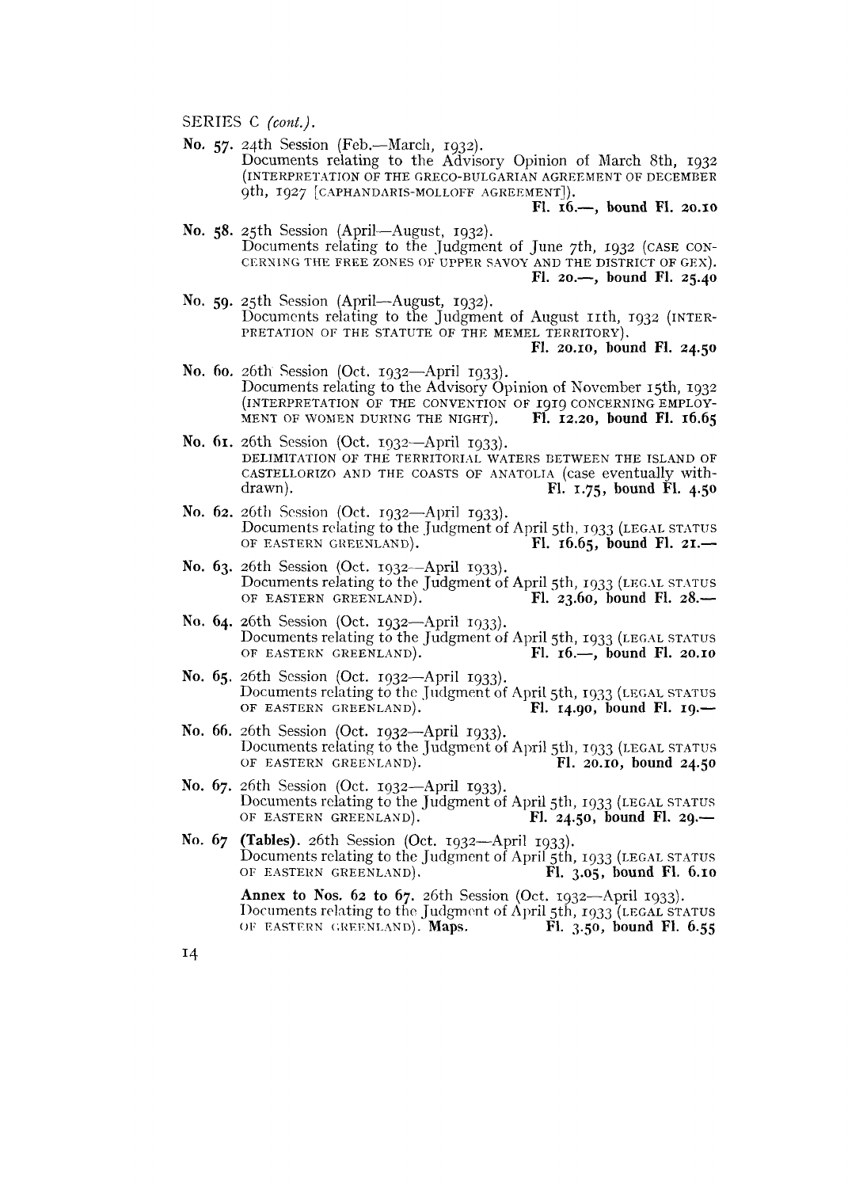SERIES C *(cont.)*.

**No. 57.** 24th Session (Feb.—March, 1932).
Documents relating to the Advisory Opinion of March 8th, 1932 (INTERPRETATION OF THE GRECO-BULGARIAN AGREEMENT OF DECEMBER 9th, 1927 [CAPHANDARIS-MOLLOFF AGREEMENT]).
**Fl. 16.—, bound Fl. 20.10**

**No. 58.** 25th Session (April—August, 1932).
Documents relating to the Judgment of June 7th, 1932 (CASE CONCERNING THE FREE ZONES OF UPPER SAVOY AND THE DISTRICT OF GEX).
**Fl. 20.—, bound Fl. 25.40**

**No. 59.** 25th Session (April—August, 1932).
Documents relating to the Judgment of August 11th, 1932 (INTERPRETATION OF THE STATUTE OF THE MEMEL TERRITORY).
**Fl. 20.10, bound Fl. 24.50**

**No. 60.** 26th Session (Oct. 1932—April 1933).
Documents relating to the Advisory Opinion of November 15th, 1932 (INTERPRETATION OF THE CONVENTION OF 1919 CONCERNING EMPLOYMENT OF WOMEN DURING THE NIGHT). **Fl. 12.20, bound Fl. 16.65**

**No. 61.** 26th Session (Oct. 1932—April 1933).
DELIMITATION OF THE TERRITORIAL WATERS BETWEEN THE ISLAND OF CASTELLORIZO AND THE COASTS OF ANATOLIA (case eventually withdrawn). **Fl. 1.75, bound Fl. 4.50**

**No. 62.** 26th Session (Oct. 1932—April 1933).
Documents relating to the Judgment of April 5th, 1933 (LEGAL STATUS OF EASTERN GREENLAND). **Fl. 16.65, bound Fl. 21.—**

**No. 63.** 26th Session (Oct. 1932—April 1933).
Documents relating to the Judgment of April 5th, 1933 (LEGAL STATUS OF EASTERN GREENLAND). **Fl. 23.60, bound Fl. 28.—**

**No. 64.** 26th Session (Oct. 1932—April 1933).
Documents relating to the Judgment of April 5th, 1933 (LEGAL STATUS OF EASTERN GREENLAND). **Fl. 16.—, bound Fl. 20.10**

**No. 65.** 26th Session (Oct. 1932—April 1933).
Documents relating to the Judgment of April 5th, 1933 (LEGAL STATUS OF EASTERN GREENLAND). **Fl. 14.90, bound Fl. 19.—**

**No. 66.** 26th Session (Oct. 1932—April 1933).
Documents relating to the Judgment of April 5th, 1933 (LEGAL STATUS OF EASTERN GREENLAND). **Fl. 20.10, bound 24.50**

**No. 67.** 26th Session (Oct. 1932—April 1933).
Documents relating to the Judgment of April 5th, 1933 (LEGAL STATUS OF EASTERN GREENLAND). **Fl. 24.50, bound Fl. 29.—**

**No. 67 (Tables).** 26th Session (Oct. 1932—April 1933).
Documents relating to the Judgment of April 5th, 1933 (LEGAL STATUS OF EASTERN GREENLAND). **Fl. 3.05, bound Fl. 6.10**

**Annex to Nos. 62 to 67.** 26th Session (Oct. 1932—April 1933).
Documents relating to the Judgment of April 5th, 1933 (LEGAL STATUS OF EASTERN GREENLAND). **Maps.** **Fl. 3.50, bound Fl. 6.55**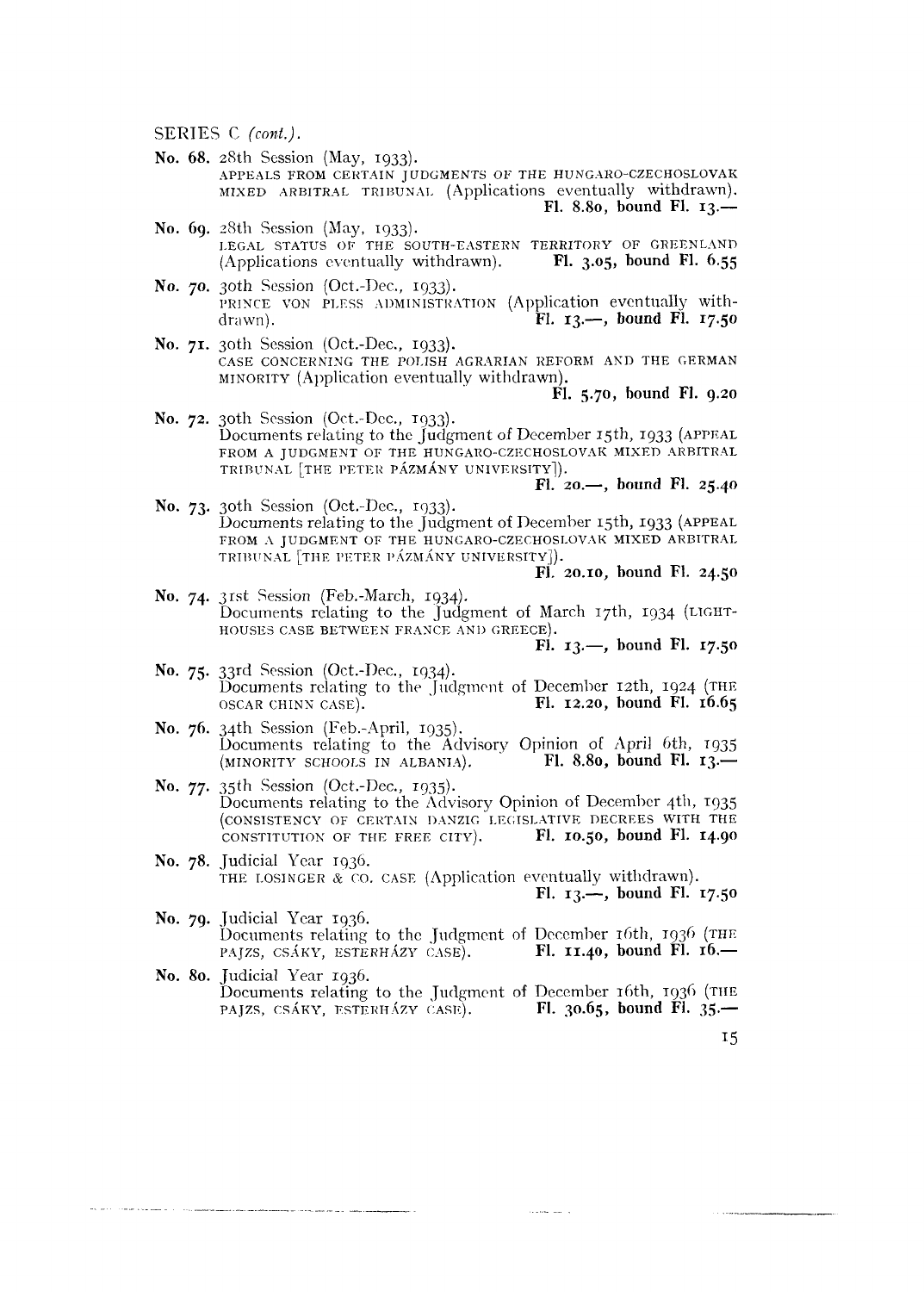SERIES C *(cont.)*.

**No. 68.** 28th Session (May, 1933).
APPEALS FROM CERTAIN JUDGMENTS OF THE HUNGARO-CZECHOSLOVAK MIXED ARBITRAL TRIBUNAL (Applications eventually withdrawn).
**Fl. 8.80, bound Fl. 13.—**

**No. 69.** 28th Session (May, 1933).
LEGAL STATUS OF THE SOUTH-EASTERN TERRITORY OF GREENLAND (Applications eventually withdrawn). **Fl. 3.05, bound Fl. 6.55**

**No. 70.** 30th Session (Oct.-Dec., 1933).
PRINCE VON PLESS ADMINISTRATION (Application eventually withdrawn). **Fl. 13.—, bound Fl. 17.50**

**No. 71.** 30th Session (Oct.-Dec., 1933).
CASE CONCERNING THE POLISH AGRARIAN REFORM AND THE GERMAN MINORITY (Application eventually withdrawn).
**Fl. 5.70, bound Fl. 9.20**

**No. 72.** 30th Session (Oct.-Dec., 1933).
Documents relating to the Judgment of December 15th, 1933 (APPEAL FROM A JUDGMENT OF THE HUNGARO-CZECHOSLOVAK MIXED ARBITRAL TRIBUNAL [THE PETER PÁZMÁNY UNIVERSITY]).
**Fl. 20.—, bound Fl. 25.40**

**No. 73.** 30th Session (Oct.-Dec., 1933).
Documents relating to the Judgment of December 15th, 1933 (APPEAL FROM A JUDGMENT OF THE HUNGARO-CZECHOSLOVAK MIXED ARBITRAL TRIBUNAL [THE PETER PÁZMÁNY UNIVERSITY]).
**Fl. 20.10, bound Fl. 24.50**

**No. 74.** 31st Session (Feb.-March, 1934).
Documents relating to the Judgment of March 17th, 1934 (LIGHTHOUSES CASE BETWEEN FRANCE AND GREECE).
**Fl. 13.—, bound Fl. 17.50**

**No. 75.** 33rd Session (Oct.-Dec., 1934).
Documents relating to the Judgment of December 12th, 1924 (THE OSCAR CHINN CASE). **Fl. 12.20, bound Fl. 16.65**

**No. 76.** 34th Session (Feb.-April, 1935).
Documents relating to the Advisory Opinion of April 6th, 1935 (MINORITY SCHOOLS IN ALBANIA). **Fl. 8.80, bound Fl. 13.—**

**No. 77.** 35th Session (Oct.-Dec., 1935).
Documents relating to the Advisory Opinion of December 4th, 1935 (CONSISTENCY OF CERTAIN DANZIG LEGISLATIVE DECREES WITH THE CONSTITUTION OF THE FREE CITY). **Fl. 10.50, bound Fl. 14.90**

**No. 78.** Judicial Year 1936.
THE LOSINGER & CO. CASE (Application eventually withdrawn).
**Fl. 13.—, bound Fl. 17.50**

**No. 79.** Judicial Year 1936.
Documents relating to the Judgment of December 16th, 1936 (THE PAJZS, CSÁKY, ESTERHÁZY CASE). **Fl. 11.40, bound Fl. 16.—**

**No. 80.** Judicial Year 1936.
Documents relating to the Judgment of December 16th, 1936 (THE PAJZS, CSÁKY, ESTERHÁZY CASE). **Fl. 30.65, bound Fl. 35.—**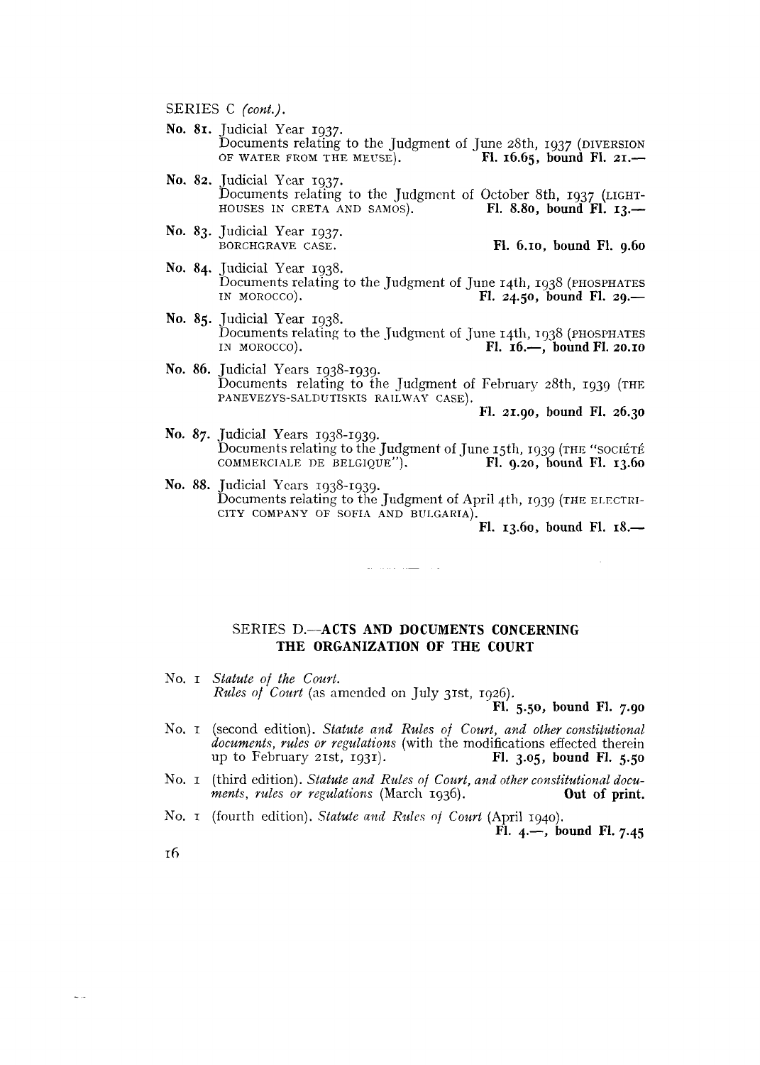SERIES C *(cont.)*.

**No. 81.** Judicial Year 1937.
Documents relating to the Judgment of June 28th, 1937 (DIVERSION OF WATER FROM THE MEUSE). **Fl. 16.65, bound Fl. 21.—**

**No. 82.** Judicial Year 1937.
Documents relating to the Judgment of October 8th, 1937 (LIGHTHOUSES IN CRETA AND SAMOS). **Fl. 8.80, bound Fl. 13.—**

**No. 83.** Judicial Year 1937.
BORCHGRAVE CASE. **Fl. 6.10, bound Fl. 9.60**

**No. 84.** Judicial Year 1938.
Documents relating to the Judgment of June 14th, 1938 (PHOSPHATES IN MOROCCO). **Fl. 24.50, bound Fl. 29.—**

**No. 85.** Judicial Year 1938.
Documents relating to the Judgment of June 14th, 1938 (PHOSPHATES IN MOROCCO). **Fl. 16.—, bound Fl. 20.10**

**No. 86.** Judicial Years 1938-1939.
Documents relating to the Judgment of February 28th, 1939 (THE PANEVEZYS-SALDUTISKIS RAILWAY CASE). **Fl. 21.90, bound Fl. 26.30**

**No. 87.** Judicial Years 1938-1939.
Documents relating to the Judgment of June 15th, 1939 (THE "SOCIÉTÉ COMMERCIALE DE BELGIQUE"). **Fl. 9.20, bound Fl. 13.60**

**No. 88.** Judicial Years 1938-1939.
Documents relating to the Judgment of April 4th, 1939 (THE ELECTRICITY COMPANY OF SOFIA AND BULGARIA). **Fl. 13.60, bound Fl. 18.—**

## SERIES D.—ACTS AND DOCUMENTS CONCERNING THE ORGANIZATION OF THE COURT

No. 1 *Statute of the Court.*
*Rules of Court* (as amended on July 31st, 1926). **Fl. 5.50, bound Fl. 7.90**

No. 1 (second edition). *Statute and Rules of Court, and other constitutional documents, rules or regulations* (with the modifications effected therein up to February 21st, 1931). **Fl. 3.05, bound Fl. 5.50**

No. 1 (third edition). *Statute and Rules of Court, and other constitutional documents, rules or regulations* (March 1936). **Out of print.**

No. 1 (fourth edition). *Statute and Rules of Court* (April 1940). **Fl. 4.—, bound Fl. 7.45**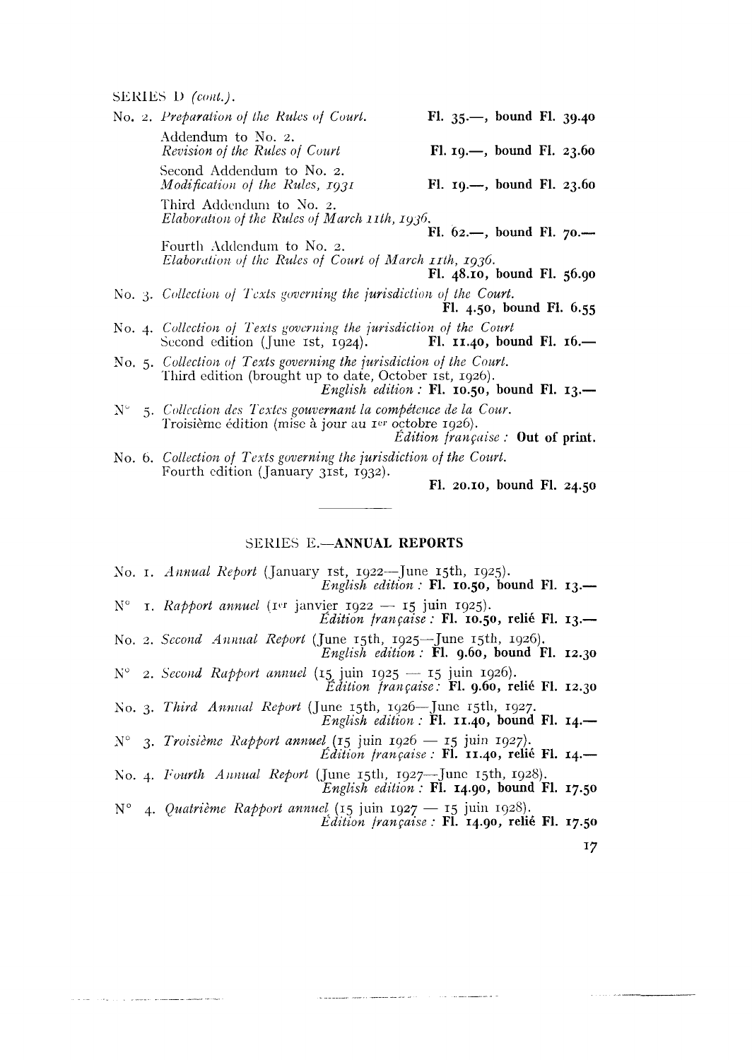SERIES D *(cont.)*.

No. 2. *Preparation of the Rules of Court.* **Fl. 35.—, bound Fl. 39.40**

Addendum to No. 2.
*Revision of the Rules of Court* **Fl. 19.—, bound Fl. 23.60**

Second Addendum to No. 2.
*Modification of the Rules, 1931* **Fl. 19.—, bound Fl. 23.60**

Third Addendum to No. 2.
*Elaboration of the Rules of March 11th, 1936.* **Fl. 62.—, bound Fl. 70.—**

Fourth Addendum to No. 2.
*Elaboration of the Rules of Court of March 11th, 1936.* **Fl. 48.10, bound Fl. 56.90**

No. 3. *Collection of Texts governing the jurisdiction of the Court.* **Fl. 4.50, bound Fl. 6.55**

No. 4. *Collection of Texts governing the jurisdiction of the Court*
Second edition (June 1st, 1924). **Fl. 11.40, bound Fl. 16.—**

No. 5. *Collection of Texts governing the jurisdiction of the Court.*
Third edition (brought up to date, October 1st, 1926).
*English edition :* **Fl. 10.50, bound Fl. 13.—**

N° 5. *Collection des Textes gouvernant la compétence de la Cour.*
Troisième édition (mise à jour au 1er octobre 1926).
*Édition française :* **Out of print.**

No. 6. *Collection of Texts governing the jurisdiction of the Court.*
Fourth edition (January 31st, 1932).
**Fl. 20.10, bound Fl. 24.50**

## SERIES E.—ANNUAL REPORTS

No. 1. *Annual Report* (January 1st, 1922—June 15th, 1925).
*English edition :* **Fl. 10.50, bound Fl. 13.—**

N° 1. *Rapport annuel* (1er janvier 1922 — 15 juin 1925).
*Édition française :* **Fl. 10.50, relié Fl. 13.—**

No. 2. *Second Annual Report* (June 15th, 1925—June 15th, 1926).
*English edition :* **Fl. 9.60, bound Fl. 12.30**

N° 2. *Second Rapport annuel* (15 juin 1925 — 15 juin 1926).
*Édition française:* **Fl. 9.60, relié Fl. 12.30**

No. 3. *Third Annual Report* (June 15th, 1926—June 15th, 1927.
*English edition :* **Fl. 11.40, bound Fl. 14.—**

N° 3. *Troisième Rapport annuel* (15 juin 1926 — 15 juin 1927).
*Édition française :* **Fl. 11.40, relié Fl. 14.—**

No. 4. *Fourth Annual Report* (June 15th, 1927—June 15th, 1928).
*English edition :* **Fl. 14.90, bound Fl. 17.50**

N° 4. *Quatrième Rapport annuel* (15 juin 1927 — 15 juin 1928).
*Édition française :* **Fl. 14.90, relié Fl. 17.50**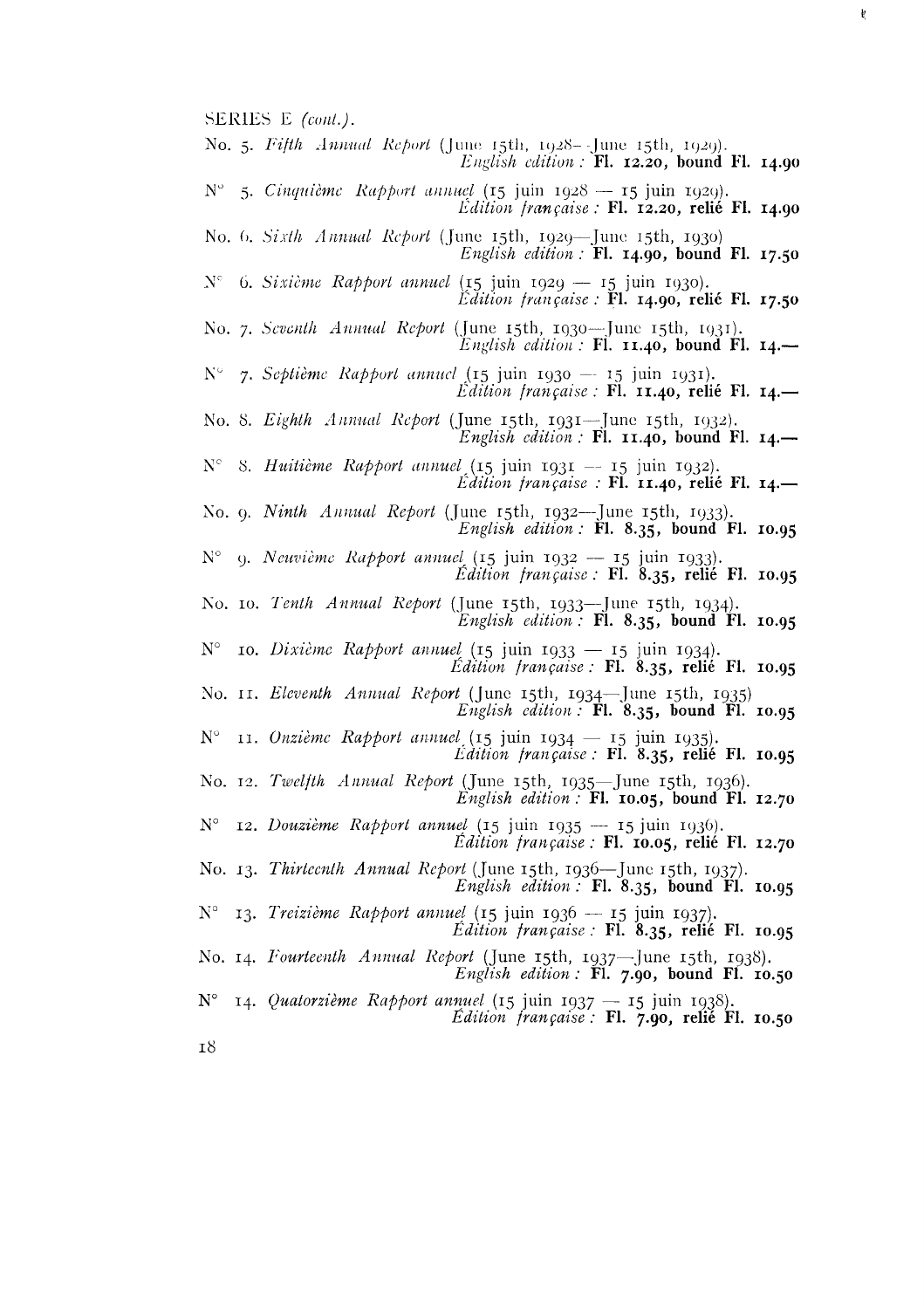SERIES E *(cont.)*.

No. 5. *Fifth Annual Report* (June 15th, 1928—June 15th, 1929).
*English edition :* **Fl. 12.20, bound Fl. 14.90**

N° 5. *Cinquième Rapport annuel* (15 juin 1928 — 15 juin 1929).
*Édition française :* **Fl. 12.20, relié Fl. 14.90**

No. 6. *Sixth Annual Report* (June 15th, 1929—June 15th, 1930)
*English edition :* **Fl. 14.90, bound Fl. 17.50**

N° 6. *Sixième Rapport annuel* (15 juin 1929 — 15 juin 1930).
*Édition française :* **Fl. 14.90, relié Fl. 17.50**

No. 7. *Seventh Annual Report* (June 15th, 1930—June 15th, 1931).
*English edition :* **Fl. 11.40, bound Fl. 14.—**

N° 7. *Septième Rapport annuel* (15 juin 1930 — 15 juin 1931).
*Édition française :* **Fl. 11.40, relié Fl. 14.—**

No. 8. *Eighth Annual Report* (June 15th, 1931—June 15th, 1932).
*English edition :* **Fl. 11.40, bound Fl. 14.—**

N° 8. *Huitième Rapport annuel* (15 juin 1931 — 15 juin 1932).
*Édition française :* **Fl. 11.40, relié Fl. 14.—**

No. 9. *Ninth Annual Report* (June 15th, 1932—June 15th, 1933).
*English edition :* **Fl. 8.35, bound Fl. 10.95**

N° 9. *Neuvième Rapport annuel* (15 juin 1932 — 15 juin 1933).
*Édition française :* **Fl. 8.35, relié Fl. 10.95**

No. 10. *Tenth Annual Report* (June 15th, 1933—June 15th, 1934).
*English edition :* **Fl. 8.35, bound Fl. 10.95**

N° 10. *Dixième Rapport annuel* (15 juin 1933 — 15 juin 1934).
*Édition française :* **Fl. 8.35, relié Fl. 10.95**

No. 11. *Eleventh Annual Report* (June 15th, 1934—June 15th, 1935)
*English edition :* **Fl. 8.35, bound Fl. 10.95**

N° 11. *Onzième Rapport annuel* (15 juin 1934 — 15 juin 1935).
*Édition française :* **Fl. 8.35, relié Fl. 10.95**

No. 12. *Twelfth Annual Report* (June 15th, 1935—June 15th, 1936).
*English edition :* **Fl. 10.05, bound Fl. 12.70**

N° 12. *Douzième Rapport annuel* (15 juin 1935 — 15 juin 1936).
*Édition française :* **Fl. 10.05, relié Fl. 12.70**

No. 13. *Thirteenth Annual Report* (June 15th, 1936—June 15th, 1937).
*English edition :* **Fl. 8.35, bound Fl. 10.95**

N° 13. *Treizième Rapport annuel* (15 juin 1936 — 15 juin 1937).
*Édition française :* **Fl. 8.35, relié Fl. 10.95**

No. 14. *Fourteenth Annual Report* (June 15th, 1937—June 15th, 1938).
*English edition :* **Fl. 7.90, bound Fl. 10.50**

N° 14. *Quatorzième Rapport annuel* (15 juin 1937 — 15 juin 1938).
*Édition française :* **Fl. 7.90, relié Fl. 10.50**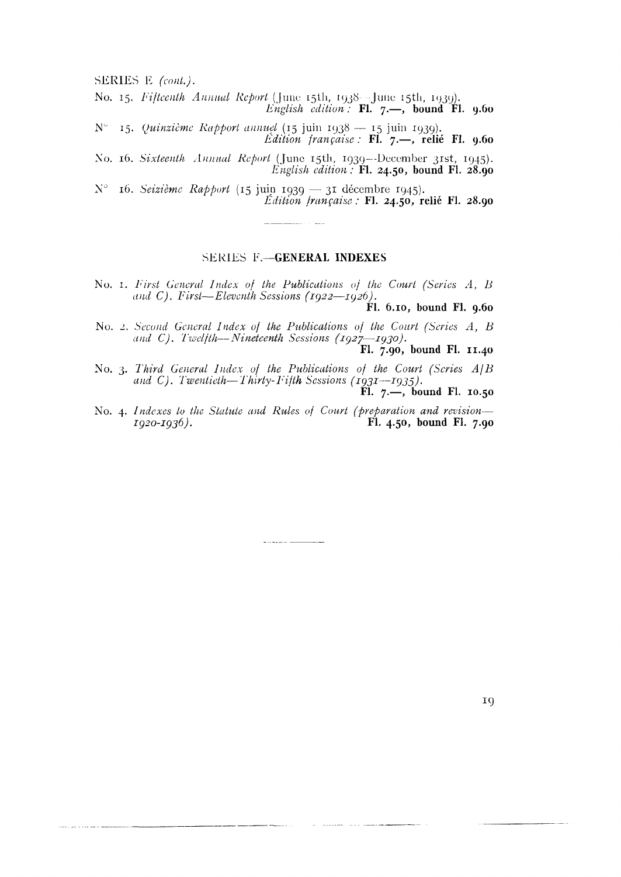SERIES E *(cont.)*.

No. 15. *Fifteenth Annual Report* (June 15th, 1938—June 15th, 1939).
*English edition:* **Fl. 7.—, bound Fl. 9.60**

N° 15. *Quinzième Rapport annuel* (15 juin 1938 — 15 juin 1939).
*Édition française:* **Fl. 7.—, relié Fl. 9.60**

No. 16. *Sixteenth Annual Report* (June 15th, 1939—December 31st, 1945).
*English edition:* **Fl. 24.50, bound Fl. 28.90**

N° 16. *Seizième Rapport* (15 juin 1939 — 31 décembre 1945).
*Édition française:* **Fl. 24.50, relié Fl. 28.90**

---

## SERIES F.—GENERAL INDEXES

No. 1. *First General Index of the Publications of the Court (Series A, B and C). First—Eleventh Sessions (1922—1926).*
**Fl. 6.10, bound Fl. 9.60**

No. 2. *Second General Index of the Publications of the Court (Series A, B and C). Twelfth—Nineteenth Sessions (1927—1930).*
**Fl. 7.90, bound Fl. 11.40**

No. 3. *Third General Index of the Publications of the Court (Series A/B and C). Twentieth—Thirty-Fifth Sessions (1931—1935).*
**Fl. 7.—, bound Fl. 10.50**

No. 4. *Indexes to the Statute and Rules of Court (preparation and revision—1920-1936).* **Fl. 4.50, bound Fl. 7.90**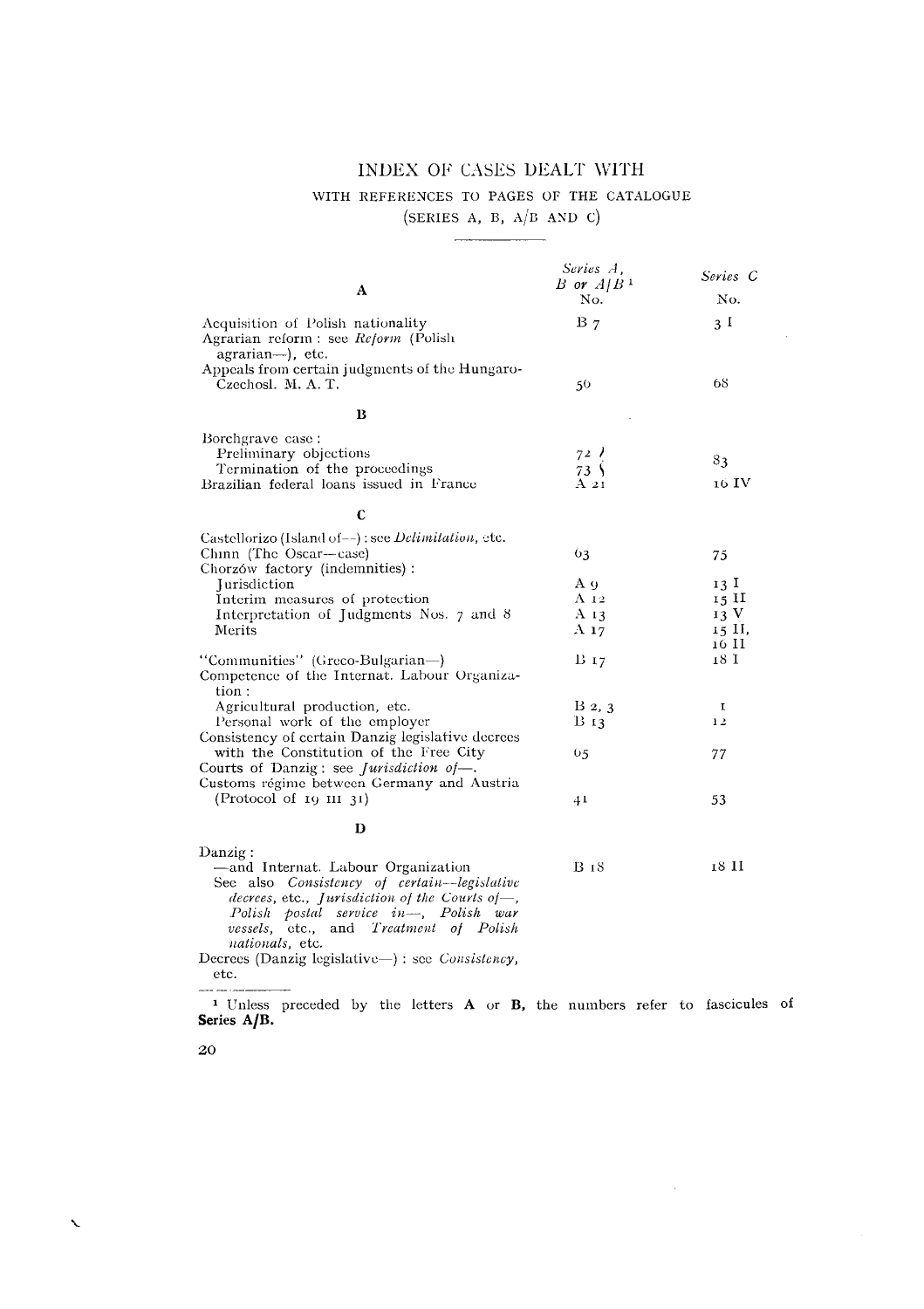# INDEX OF CASES DEALT WITH

## WITH REFERENCES TO PAGES OF THE CATALOGUE

## (SERIES A, B, A/B AND C)

| A | *Series A, B or A/B*[1] No. | *Series C* No. |
|---|---|---|
| Acquisition of Polish nationality | B 7 | 3 I |
| Agrarian reform: see *Reform* (Polish agrarian—), etc. | | |
| Appeals from certain judgments of the Hungaro-Czechosl. M. A. T. | 56 | 68 |
| **B** | | |
| Borchgrave case: | | |
| Preliminary objections | 72 | 83 |
| Termination of the proceedings | 73 | 83 |
| Brazilian federal loans issued in France | A 21 | 16 IV |
| **C** | | |
| Castellorizo (Island of—): see *Delimitation*, etc. | | |
| Chinn (The Oscar—case) | 63 | 75 |
| Chorzów factory (indemnities): | | |
| Jurisdiction | A 9 | 13 I |
| Interim measures of protection | A 12 | 15 II |
| Interpretation of Judgments Nos. 7 and 8 | A 13 | 13 V |
| Merits | A 17 | 15 II, 16 II |
| "Communities" (Greco-Bulgarian—) | B 17 | 18 I |
| Competence of the Internat. Labour Organization: | | |
| Agricultural production, etc. | B 2, 3 | I |
| Personal work of the employer | B 13 | 12 |
| Consistency of certain Danzig legislative decrees with the Constitution of the Free City | 65 | 77 |
| Courts of Danzig: see *Jurisdiction of*—. | | |
| Customs régime between Germany and Austria (Protocol of 19 III 31) | 41 | 53 |
| **D** | | |
| Danzig: | | |
| —and Internat. Labour Organization | B 18 | 18 II |
| See also *Consistency of certain—legislative decrees*, etc., *Jurisdiction of the Courts of*—, *Polish postal service in*—, *Polish war vessels*, etc., and *Treatment of Polish nationals*, etc. | | |
| Decrees (Danzig legislative—): see *Consistency*, etc. | | |

[1] Unless preceded by the letters **A** or **B**, the numbers refer to fascicules of **Series A/B**.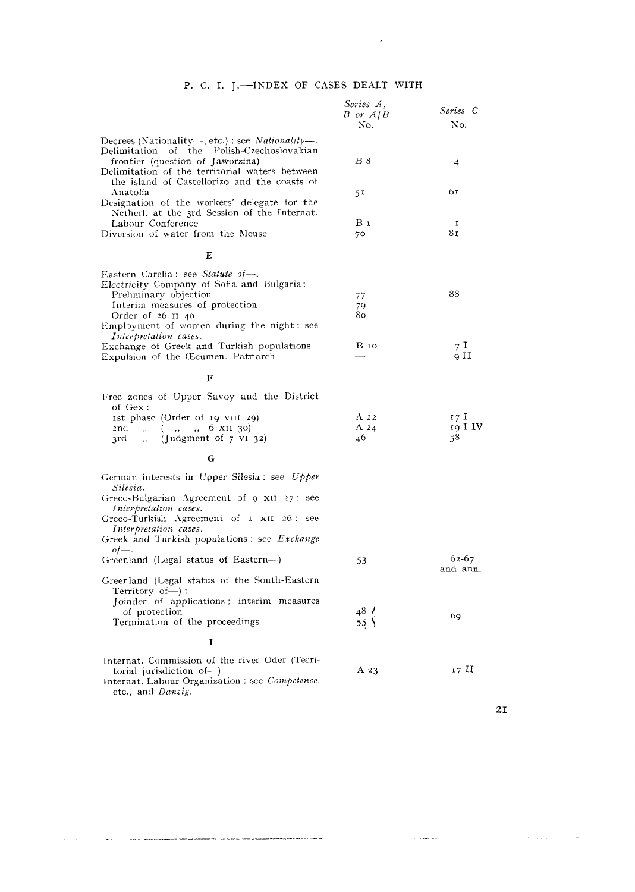## P. C. I. J.—INDEX OF CASES DEALT WITH

| | *Series A, B or A/B* No. | *Series C* No. |
|---|---|---|
| Decrees (Nationality—, etc.) : see *Nationality—*. | | |
| Delimitation of the Polish-Czechoslovakian frontier (question of Jaworzina) | B 8 | 4 |
| Delimitation of the territorial waters between the island of Castellorizo and the coasts of Anatolia | 51 | 61 |
| Designation of the workers' delegate for the Netherl. at the 3rd Session of the Internat. Labour Conference | B 1 | 1 |
| Diversion of water from the Meuse | 70 | 81 |
| **E** | | |
| Eastern Carelia : see *Statute of—*. | | |
| Electricity Company of Sofia and Bulgaria: | | |
| Preliminary objection | 77 | 88 |
| Interim measures of protection | 79 | |
| Order of 26 II 40 | 80 | |
| Employment of women during the night : see *Interpretation cases*. | | |
| Exchange of Greek and Turkish populations | B 10 | 7 I |
| Expulsion of the Œcumen. Patriarch | — | 9 II |
| **F** | | |
| Free zones of Upper Savoy and the District of Gex : | | |
| 1st phase (Order of 19 VIII 29) | A 22 | 17 I |
| 2nd „ ( „ „ 6 XII 30) | A 24 | 19 I IV |
| 3rd „ (Judgment of 7 VI 32) | 46 | 58 |
| **G** | | |
| German interests in Upper Silesia : see *Upper Silesia*. | | |
| Greco-Bulgarian Agreement of 9 XII 27 : see *Interpretation cases*. | | |
| Greco-Turkish Agreement of 1 XII 26 : see *Interpretation cases*. | | |
| Greek and Turkish populations : see *Exchange of—*. | | |
| Greenland (Legal status of Eastern—) | 53 | 62-67 and ann. |
| Greenland (Legal status of the South-Eastern Territory of—) : | | |
| Joinder of applications ; interim measures of protection | 48 | 69 |
| Termination of the proceedings | 55 | |
| **I** | | |
| Internat. Commission of the river Oder (Territorial jurisdiction of—) | A 23 | 17 II |
| Internat. Labour Organization : see *Competence*, etc., and *Danzig*. | | |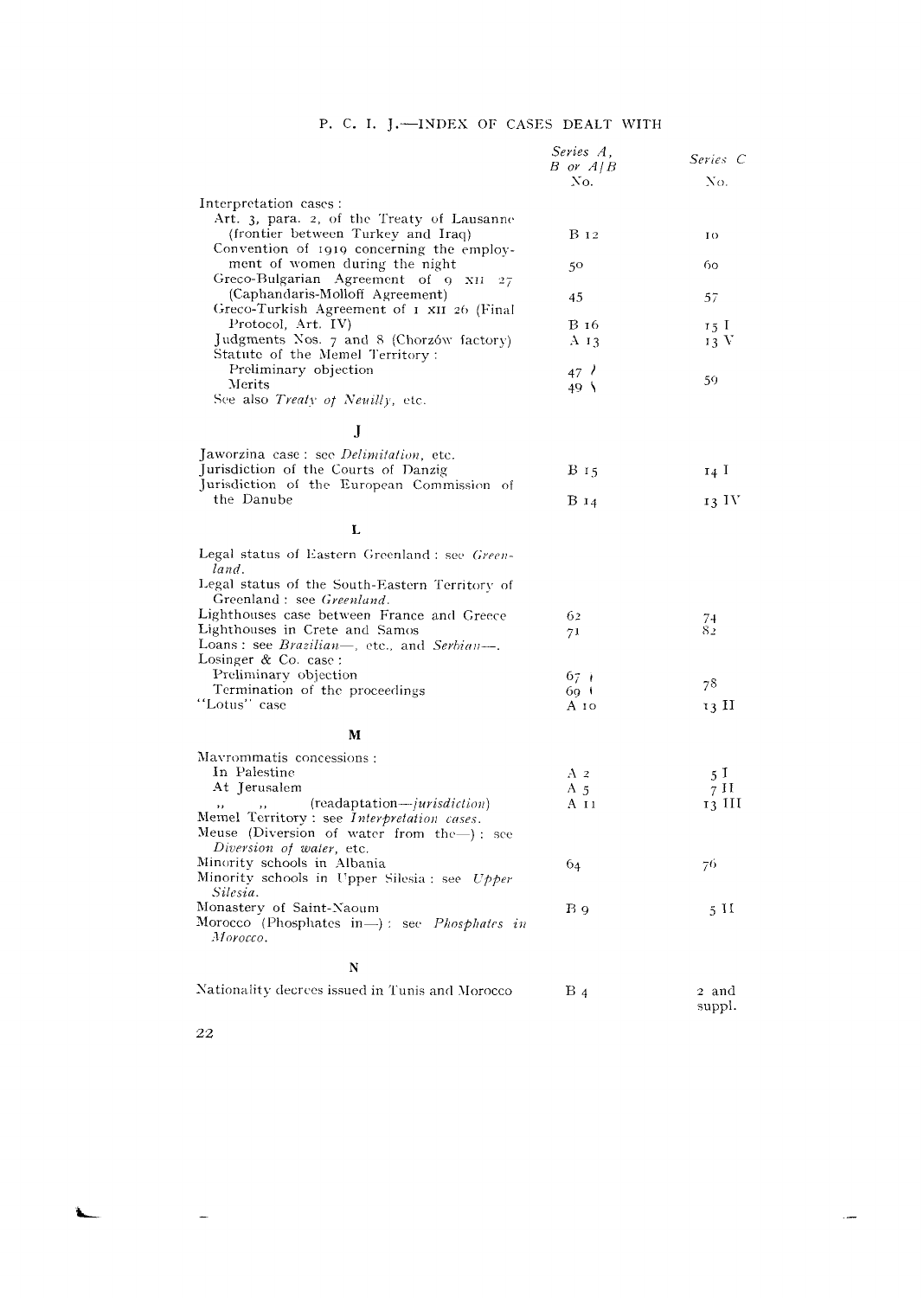## P. C. I. J.—INDEX OF CASES DEALT WITH

| | Series A, B or A/B No. | Series C No. |
|---|---|---|
| Interpretation cases : | | |
| Art. 3, para. 2, of the Treaty of Lausanne (frontier between Turkey and Iraq) | B 12 | 10 |
| Convention of 1919 concerning the employment of women during the night | 50 | 60 |
| Greco-Bulgarian Agreement of 9 XII 27 (Caphandaris-Molloff Agreement) | 45 | 57 |
| Greco-Turkish Agreement of 1 XII 26 (Final Protocol, Art. IV) | B 16 | 15 I |
| Judgments Nos. 7 and 8 (Chorzów factory) | A 13 | 13 V |
| Statute of the Memel Territory : | | |
| Preliminary objection | 47 | 59 |
| Merits | 49 | |
| See also *Treaty of Neuilly*, etc. | | |
| **J** | | |
| Jaworzina case : see *Delimitation*, etc. | | |
| Jurisdiction of the Courts of Danzig | B 15 | 14 I |
| Jurisdiction of the European Commission of the Danube | B 14 | 13 IV |
| **L** | | |
| Legal status of Eastern Greenland : see *Greenland*. | | |
| Legal status of the South-Eastern Territory of Greenland : see *Greenland*. | | |
| Lighthouses case between France and Greece | 62 | 74 |
| Lighthouses in Crete and Samos | 71 | 82 |
| Loans : see *Brazilian*—, etc., and *Serbian*—. | | |
| Losinger & Co. case : | | |
| Preliminary objection | 67 | 78 |
| Termination of the proceedings | 69 | |
| "Lotus" case | A 10 | 13 II |
| **M** | | |
| Mavrommatis concessions : | | |
| In Palestine | A 2 | 5 I |
| At Jerusalem | A 5 | 7 II |
| ,, ,, (readaptation—*jurisdiction*) | A 11 | 13 III |
| Memel Territory : see *Interpretation cases*. | | |
| Meuse (Diversion of water from the—) : see *Diversion of water*, etc. | | |
| Minority schools in Albania | 64 | 76 |
| Minority schools in Upper Silesia : see *Upper Silesia*. | | |
| Monastery of Saint-Naoum | B 9 | 5 II |
| Morocco (Phosphates in—) : see *Phosphates in Morocco*. | | |
| **N** | | |
| Nationality decrees issued in Tunis and Morocco | B 4 | 2 and suppl. |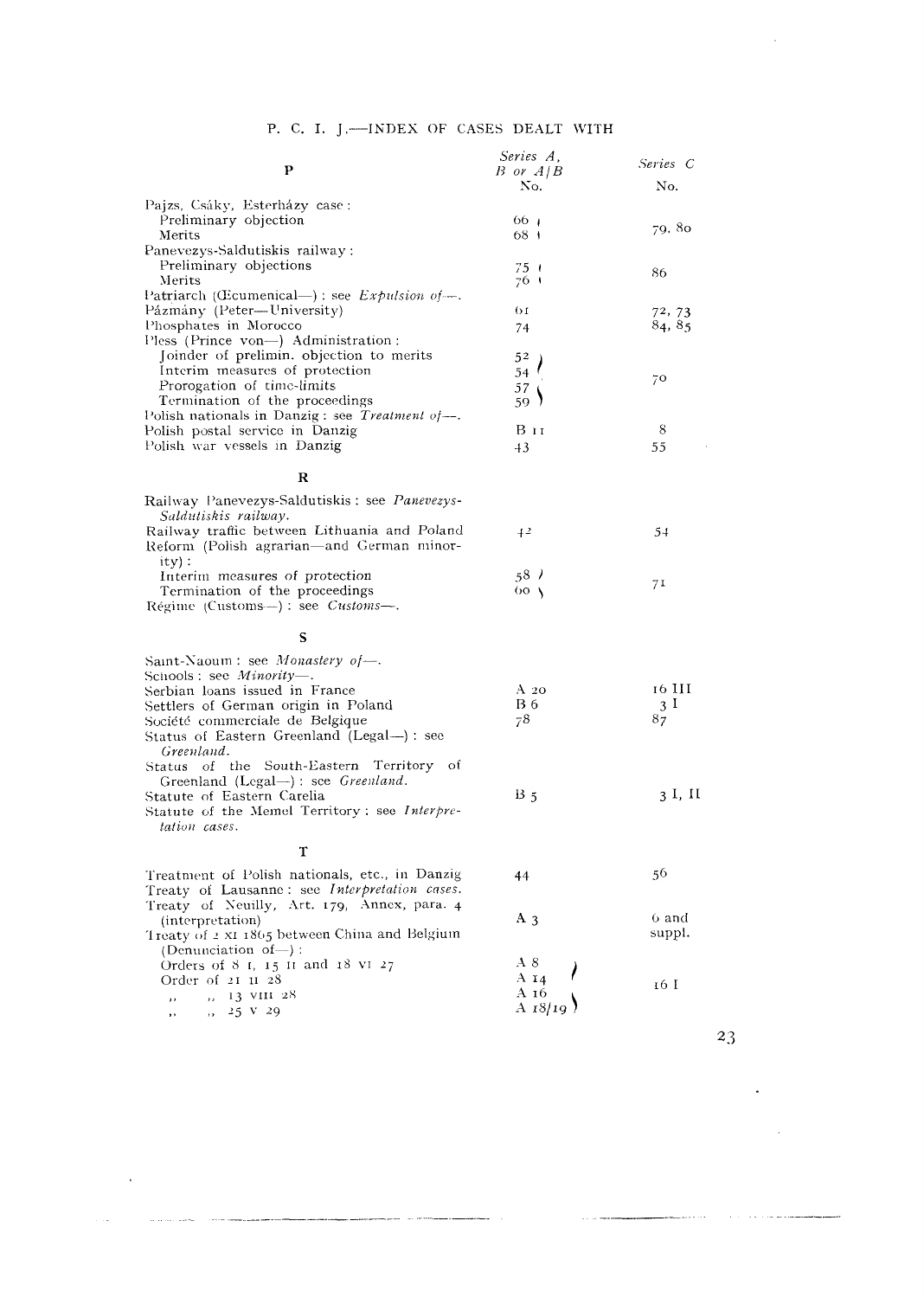## P. C. I. J.—INDEX OF CASES DEALT WITH

| P | Series A, B or A/B No. | Series C No. |
|---|---|---|
| Pajzs, Csáky, Esterházy case: | | |
| Preliminary objection | 66 | 79, 80 |
| Merits | 68 | |
| Panevezys-Saldutiskis railway: | | |
| Preliminary objections | 75 | 86 |
| Merits | 76 | |
| Patriarch (Œcumenical—): see *Expulsion of—*. | | |
| Pázmány (Peter—University) | 61 | 72, 73 |
| Phosphates in Morocco | 74 | 84, 85 |
| Pless (Prince von—) Administration: | | |
| Joinder of prelimin. objection to merits | 52 | 70 |
| Interim measures of protection | 54 | |
| Prorogation of time-limits | 57 | |
| Termination of the proceedings | 59 | |
| Polish nationals in Danzig: see *Treatment of—*. | | |
| Polish postal service in Danzig | B 11 | 8 |
| Polish war vessels in Danzig | 43 | 55 |
| **R** | | |
| Railway Panevezys-Saldutiskis: see *Panevezys-Saldutiskis railway*. | | |
| Railway traffic between Lithuania and Poland | 42 | 54 |
| Reform (Polish agrarian—and German minority): | | |
| Interim measures of protection | 58 | 71 |
| Termination of the proceedings | 60 | |
| Régime (Customs—): see *Customs—*. | | |
| **S** | | |
| Saint-Naoum: see *Monastery of—*. | | |
| Schools: see *Minority—*. | | |
| Serbian loans issued in France | A 20 | 16 III |
| Settlers of German origin in Poland | B 6 | 3 I |
| Société commerciale de Belgique | 78 | 87 |
| Status of Eastern Greenland (Legal—): see *Greenland*. | | |
| Status of the South-Eastern Territory of Greenland (Legal—): see *Greenland*. | | |
| Statute of Eastern Carelia | B 5 | 3 I, II |
| Statute of the Memel Territory: see *Interpretation cases*. | | |
| **T** | | |
| Treatment of Polish nationals, etc., in Danzig | 44 | 56 |
| Treaty of Lausanne: see *Interpretation cases*. | | |
| Treaty of Neuilly, Art. 179, Annex, para. 4 (interpretation) | A 3 | 6 and suppl. |
| Treaty of 2 XI 1865 between China and Belgium (Denunciation of—): | | |
| Orders of 8 I, 15 II and 18 VI 27 | A 8 | 16 I |
| Order of 21 II 28 | A 14 | |
| „ „ 13 VIII 28 | A 16 | |
| „ „ 25 V 29 | A 18/19 | |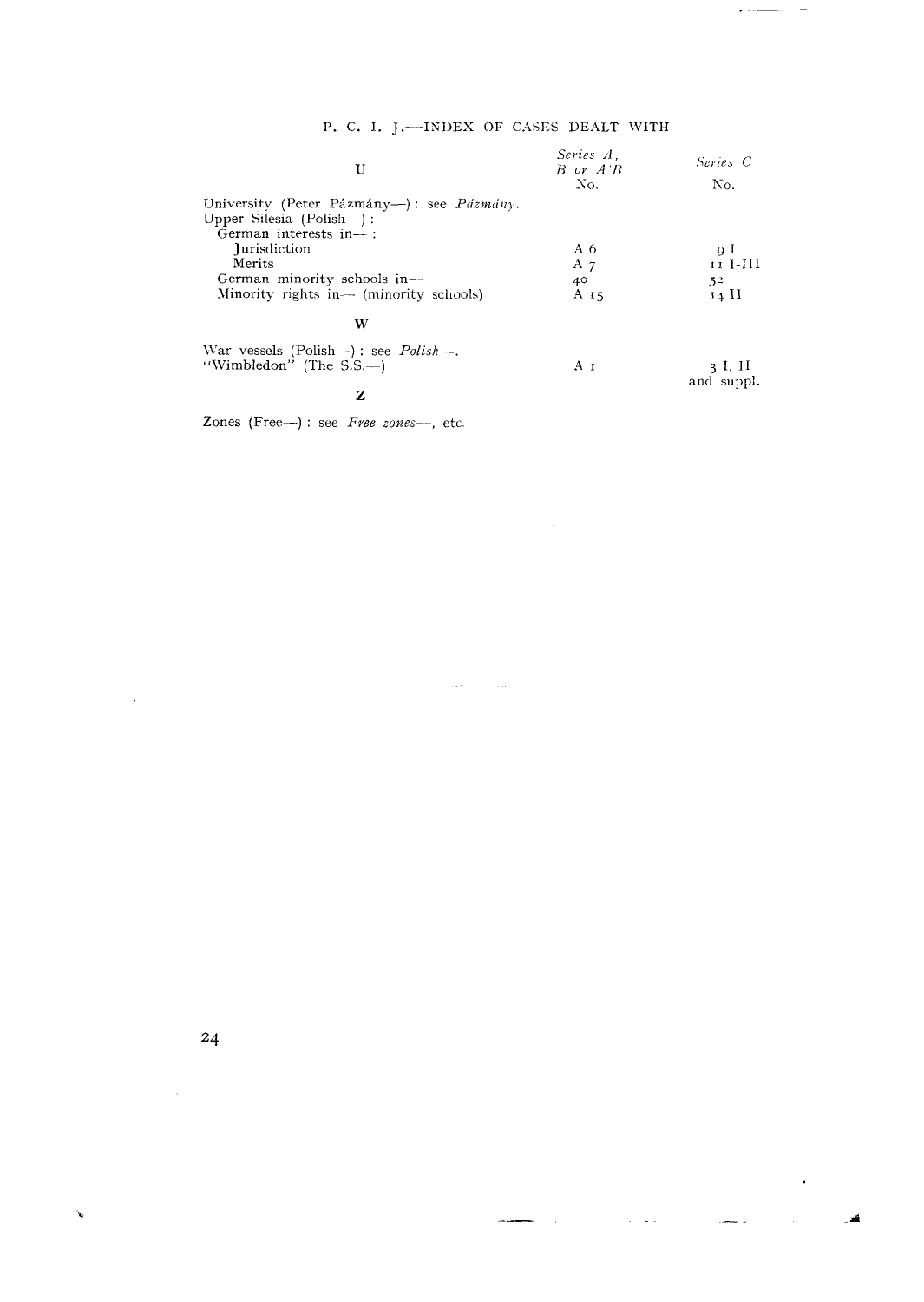P. C. I. J.—INDEX OF CASES DEALT WITH

| U | Series A, B or A/B No. | Series C No. |
|---|---|---|
| University (Peter Pázmány—): see *Pázmány*. | | |
| Upper Silesia (Polish—): | | |
| German interests in—: | | |
| Jurisdiction | A 6 | 9 I |
| Merits | A 7 | 11 I-III |
| German minority schools in— | 40 | 52 |
| Minority rights in— (minority schools) | A 15 | 14 II |
| **W** | | |
| War vessels (Polish—): see *Polish*—. | | |
| "Wimbledon" (The S.S.—) | A 1 | 3 I, II and suppl. |
| **Z** | | |
| Zones (Free—): see *Free zones*—, etc. | | |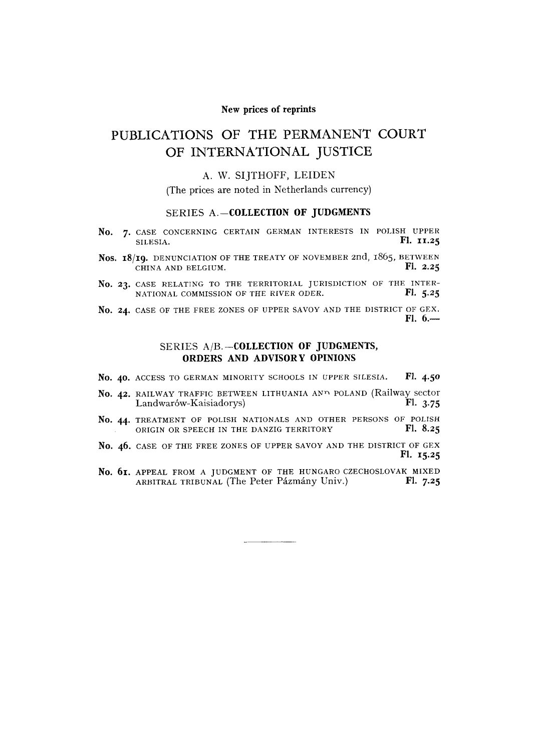New prices of reprints

# PUBLICATIONS OF THE PERMANENT COURT OF INTERNATIONAL JUSTICE

A. W. SIJTHOFF, LEIDEN

(The prices are noted in Netherlands currency)

## SERIES A.—COLLECTION OF JUDGMENTS

**No. 7.** CASE CONCERNING CERTAIN GERMAN INTERESTS IN POLISH UPPER SILESIA. **Fl. 11.25**

**Nos. 18/19.** DENUNCIATION OF THE TREATY OF NOVEMBER 2nd, 1865, BETWEEN CHINA AND BELGIUM. **Fl. 2.25**

**No. 23.** CASE RELATING TO THE TERRITORIAL JURISDICTION OF THE INTERNATIONAL COMMISSION OF THE RIVER ODER. **Fl. 5.25**

**No. 24.** CASE OF THE FREE ZONES OF UPPER SAVOY AND THE DISTRICT OF GEX. **Fl. 6.—**

## SERIES A/B.—COLLECTION OF JUDGMENTS, ORDERS AND ADVISORY OPINIONS

**No. 40.** ACCESS TO GERMAN MINORITY SCHOOLS IN UPPER SILESIA. **Fl. 4.50**

**No. 42.** RAILWAY TRAFFIC BETWEEN LITHUANIA AND POLAND (Railway sector Landwarów-Kaisiadorys) **Fl. 3.75**

**No. 44.** TREATMENT OF POLISH NATIONALS AND OTHER PERSONS OF POLISH ORIGIN OR SPEECH IN THE DANZIG TERRITORY **Fl. 8.25**

**No. 46.** CASE OF THE FREE ZONES OF UPPER SAVOY AND THE DISTRICT OF GEX **Fl. 15.25**

**No. 61.** APPEAL FROM A JUDGMENT OF THE HUNGARO CZECHOSLOVAK MIXED ARBITRAL TRIBUNAL (The Peter Pázmány Univ.) **Fl. 7.25**